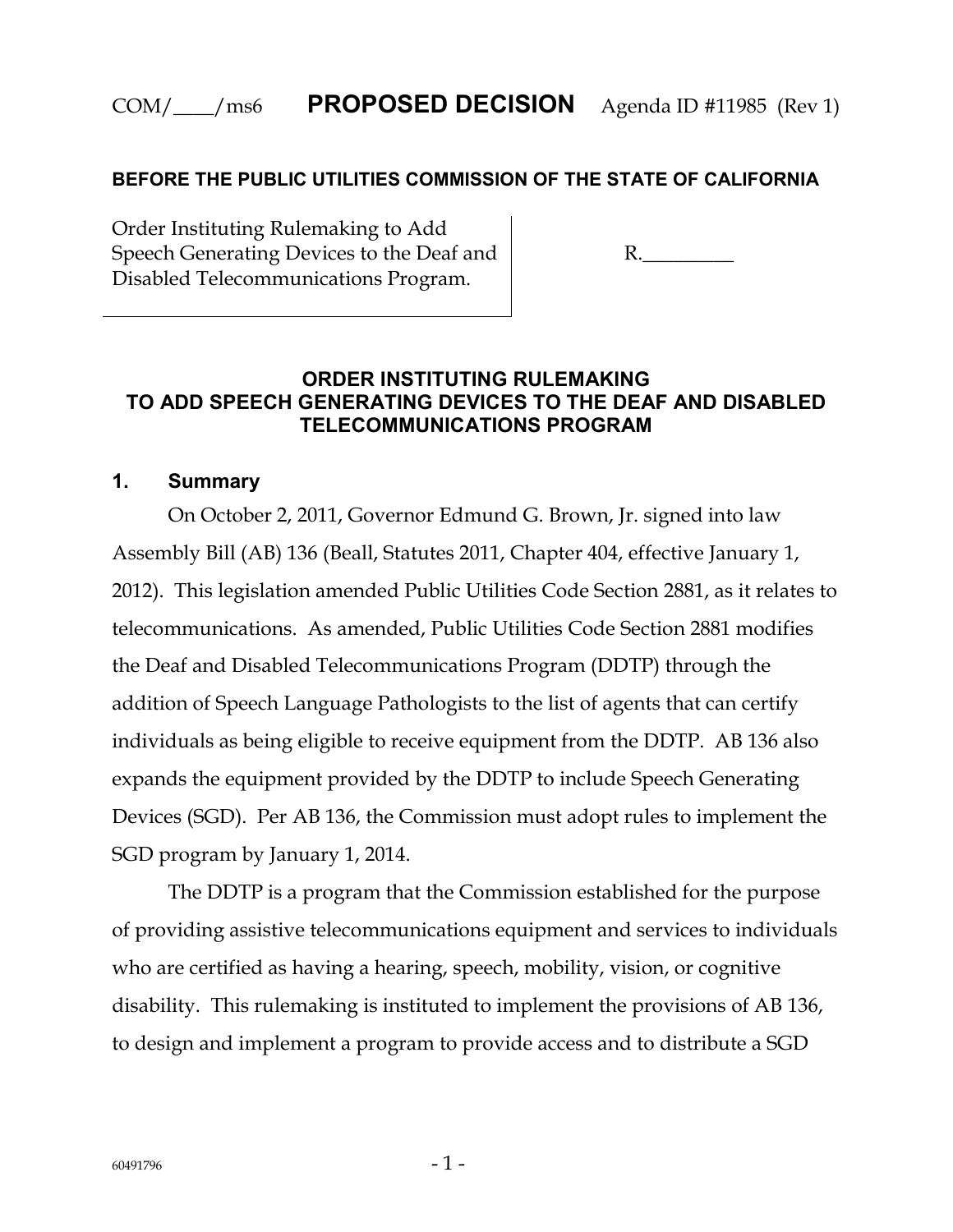COM/____/ms6 **PROPOSED DECISION** Agenda ID #11985 (Rev 1)

**BEFORE THE PUBLIC UTILITIES COMMISSION OF THE STATE OF CALIFORNIA**

| Order Instituting Rulemaking to Add Speech Generating Devices to the Deaf and Disabled Telecommunications Program. | R.________ |
|---|---|

## ORDER INSTITUTING RULEMAKING TO ADD SPEECH GENERATING DEVICES TO THE DEAF AND DISABLED TELECOMMUNICATIONS PROGRAM

### 1. Summary

On October 2, 2011, Governor Edmund G. Brown, Jr. signed into law Assembly Bill (AB) 136 (Beall, Statutes 2011, Chapter 404, effective January 1, 2012). This legislation amended Public Utilities Code Section 2881, as it relates to telecommunications. As amended, Public Utilities Code Section 2881 modifies the Deaf and Disabled Telecommunications Program (DDTP) through the addition of Speech Language Pathologists to the list of agents that can certify individuals as being eligible to receive equipment from the DDTP. AB 136 also expands the equipment provided by the DDTP to include Speech Generating Devices (SGD). Per AB 136, the Commission must adopt rules to implement the SGD program by January 1, 2014.

The DDTP is a program that the Commission established for the purpose of providing assistive telecommunications equipment and services to individuals who are certified as having a hearing, speech, mobility, vision, or cognitive disability. This rulemaking is instituted to implement the provisions of AB 136, to design and implement a program to provide access and to distribute a SGD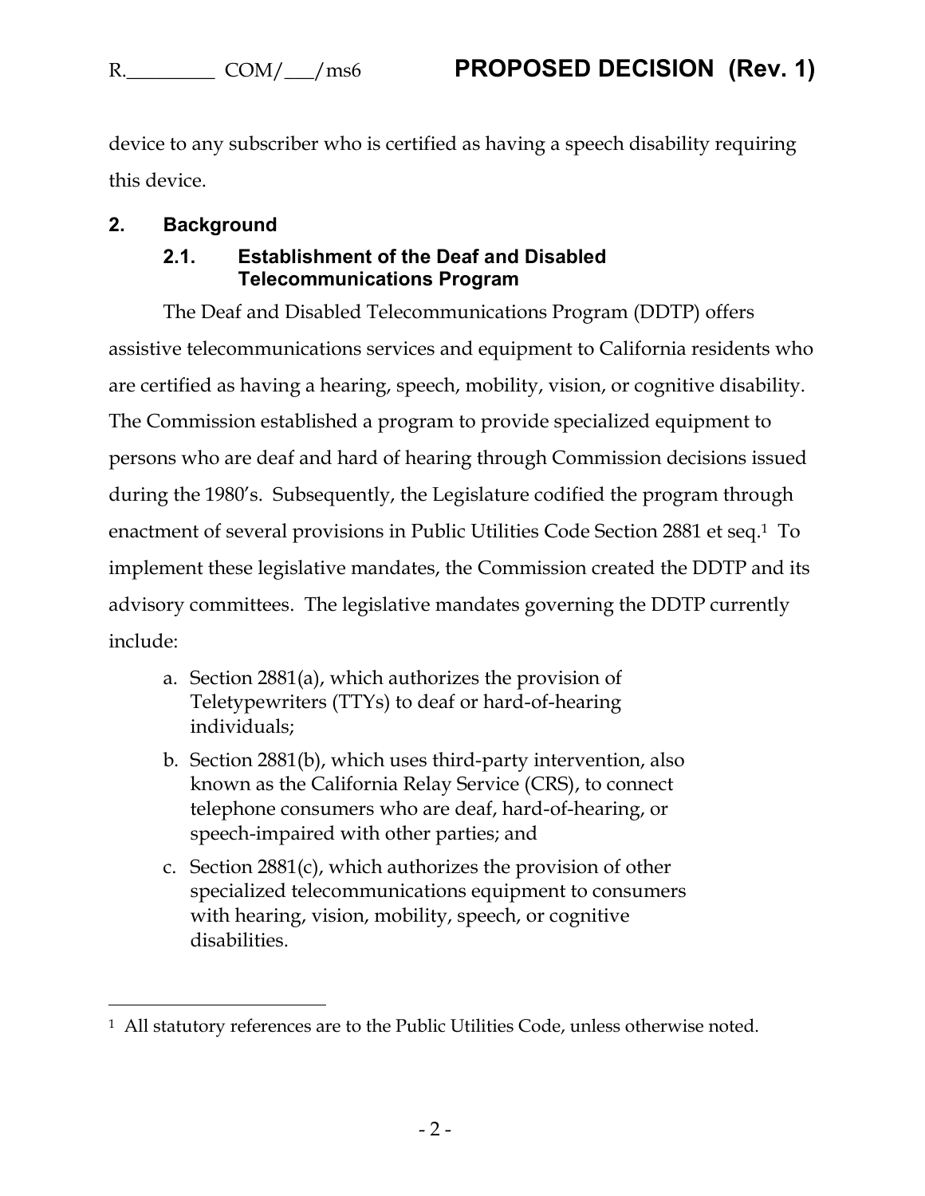device to any subscriber who is certified as having a speech disability requiring this device.

## 2. Background

### 2.1. Establishment of the Deaf and Disabled Telecommunications Program

The Deaf and Disabled Telecommunications Program (DDTP) offers assistive telecommunications services and equipment to California residents who are certified as having a hearing, speech, mobility, vision, or cognitive disability. The Commission established a program to provide specialized equipment to persons who are deaf and hard of hearing through Commission decisions issued during the 1980's. Subsequently, the Legislature codified the program through enactment of several provisions in Public Utilities Code Section 2881 et seq.[1] To implement these legislative mandates, the Commission created the DDTP and its advisory committees. The legislative mandates governing the DDTP currently include:

a. Section 2881(a), which authorizes the provision of Teletypewriters (TTYs) to deaf or hard-of-hearing individuals;

b. Section 2881(b), which uses third-party intervention, also known as the California Relay Service (CRS), to connect telephone consumers who are deaf, hard-of-hearing, or speech-impaired with other parties; and

c. Section 2881(c), which authorizes the provision of other specialized telecommunications equipment to consumers with hearing, vision, mobility, speech, or cognitive disabilities.

---

[1] All statutory references are to the Public Utilities Code, unless otherwise noted.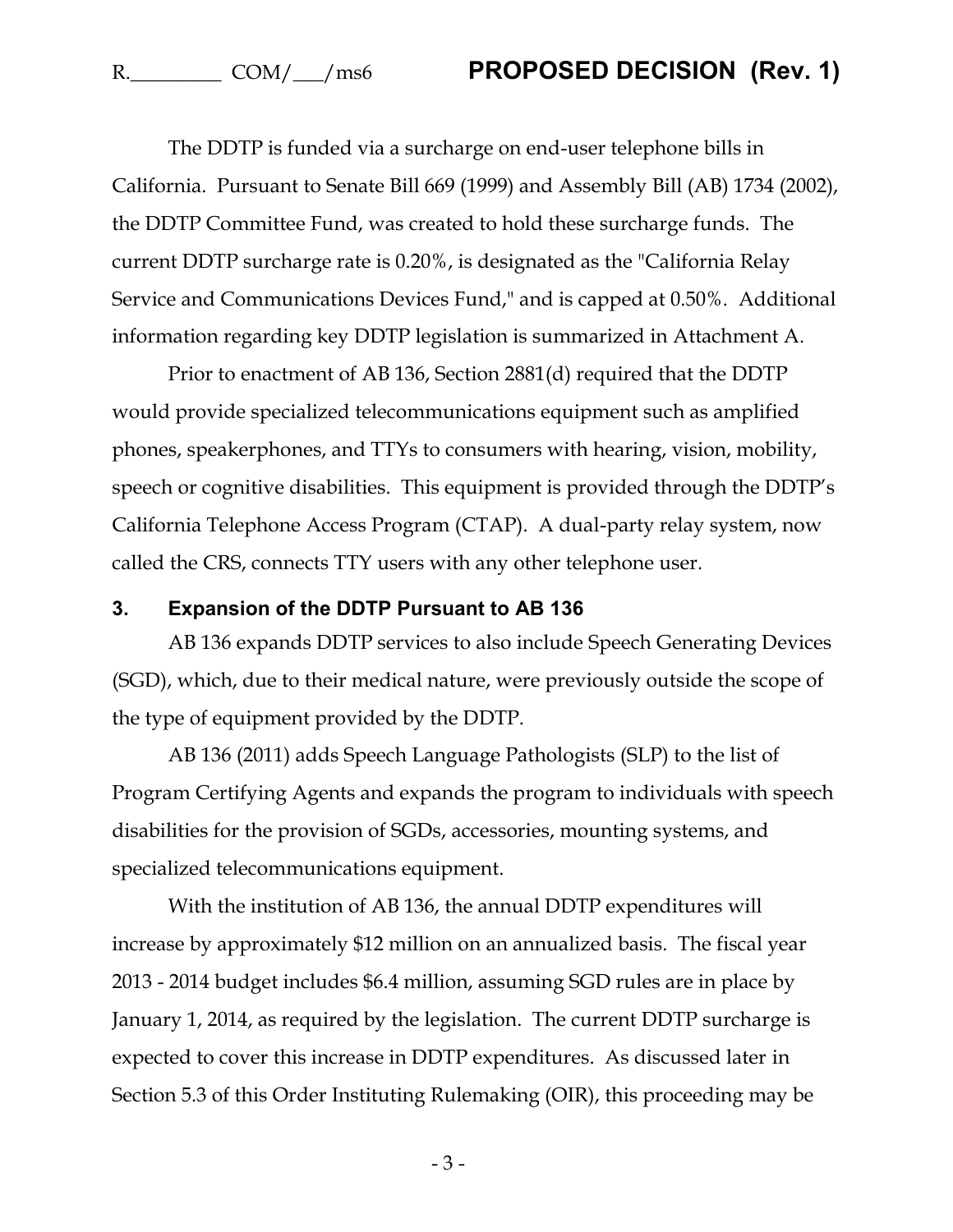The DDTP is funded via a surcharge on end-user telephone bills in California. Pursuant to Senate Bill 669 (1999) and Assembly Bill (AB) 1734 (2002), the DDTP Committee Fund, was created to hold these surcharge funds. The current DDTP surcharge rate is 0.20%, is designated as the "California Relay Service and Communications Devices Fund," and is capped at 0.50%. Additional information regarding key DDTP legislation is summarized in Attachment A.

Prior to enactment of AB 136, Section 2881(d) required that the DDTP would provide specialized telecommunications equipment such as amplified phones, speakerphones, and TTYs to consumers with hearing, vision, mobility, speech or cognitive disabilities. This equipment is provided through the DDTP's California Telephone Access Program (CTAP). A dual-party relay system, now called the CRS, connects TTY users with any other telephone user.

### 3. Expansion of the DDTP Pursuant to AB 136

AB 136 expands DDTP services to also include Speech Generating Devices (SGD), which, due to their medical nature, were previously outside the scope of the type of equipment provided by the DDTP.

AB 136 (2011) adds Speech Language Pathologists (SLP) to the list of Program Certifying Agents and expands the program to individuals with speech disabilities for the provision of SGDs, accessories, mounting systems, and specialized telecommunications equipment.

With the institution of AB 136, the annual DDTP expenditures will increase by approximately $12 million on an annualized basis. The fiscal year 2013 - 2014 budget includes $6.4 million, assuming SGD rules are in place by January 1, 2014, as required by the legislation. The current DDTP surcharge is expected to cover this increase in DDTP expenditures. As discussed later in Section 5.3 of this Order Instituting Rulemaking (OIR), this proceeding may be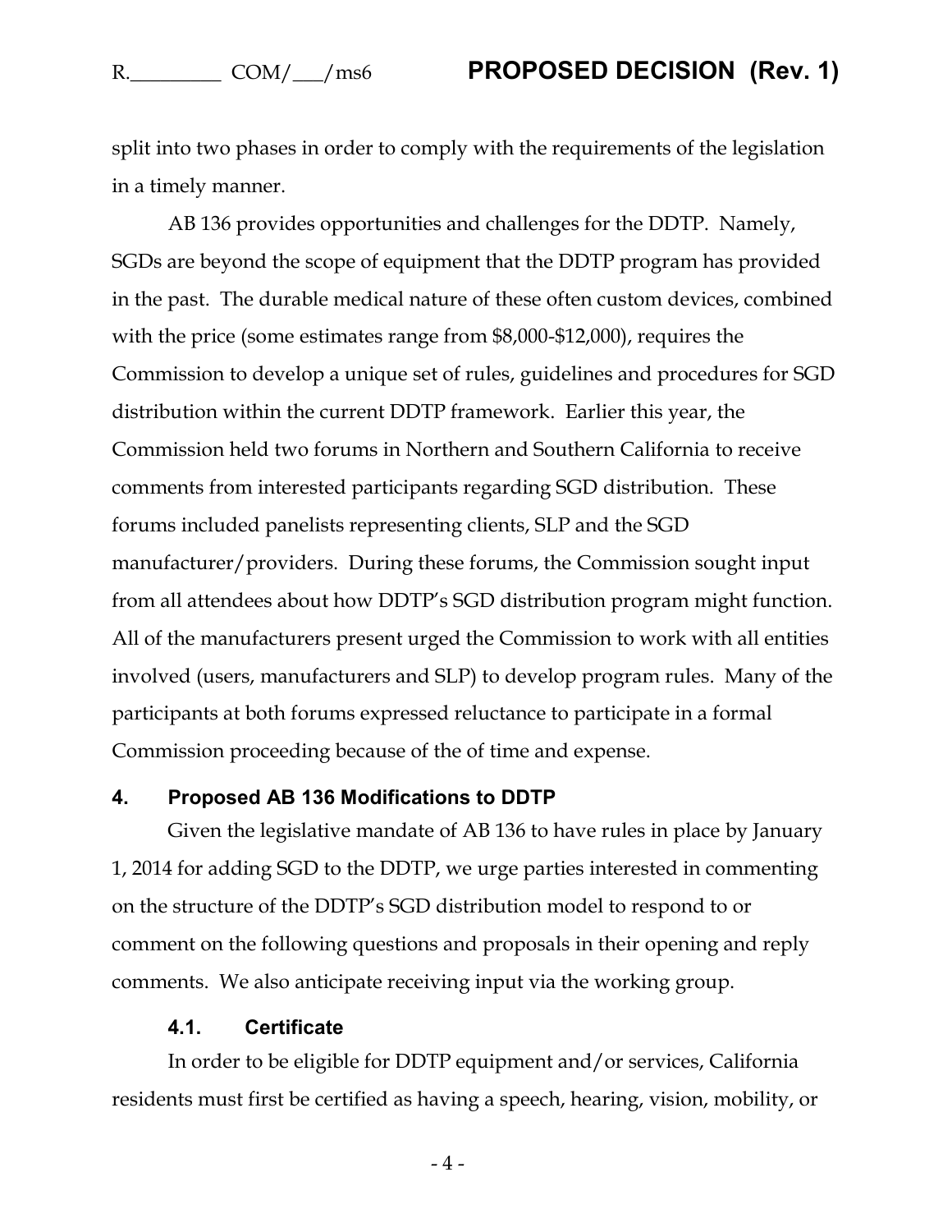split into two phases in order to comply with the requirements of the legislation in a timely manner.

AB 136 provides opportunities and challenges for the DDTP. Namely, SGDs are beyond the scope of equipment that the DDTP program has provided in the past. The durable medical nature of these often custom devices, combined with the price (some estimates range from $8,000-$12,000), requires the Commission to develop a unique set of rules, guidelines and procedures for SGD distribution within the current DDTP framework. Earlier this year, the Commission held two forums in Northern and Southern California to receive comments from interested participants regarding SGD distribution. These forums included panelists representing clients, SLP and the SGD manufacturer/providers. During these forums, the Commission sought input from all attendees about how DDTP's SGD distribution program might function. All of the manufacturers present urged the Commission to work with all entities involved (users, manufacturers and SLP) to develop program rules. Many of the participants at both forums expressed reluctance to participate in a formal Commission proceeding because of the of time and expense.

## 4. Proposed AB 136 Modifications to DDTP

Given the legislative mandate of AB 136 to have rules in place by January 1, 2014 for adding SGD to the DDTP, we urge parties interested in commenting on the structure of the DDTP's SGD distribution model to respond to or comment on the following questions and proposals in their opening and reply comments. We also anticipate receiving input via the working group.

### 4.1. Certificate

In order to be eligible for DDTP equipment and/or services, California residents must first be certified as having a speech, hearing, vision, mobility, or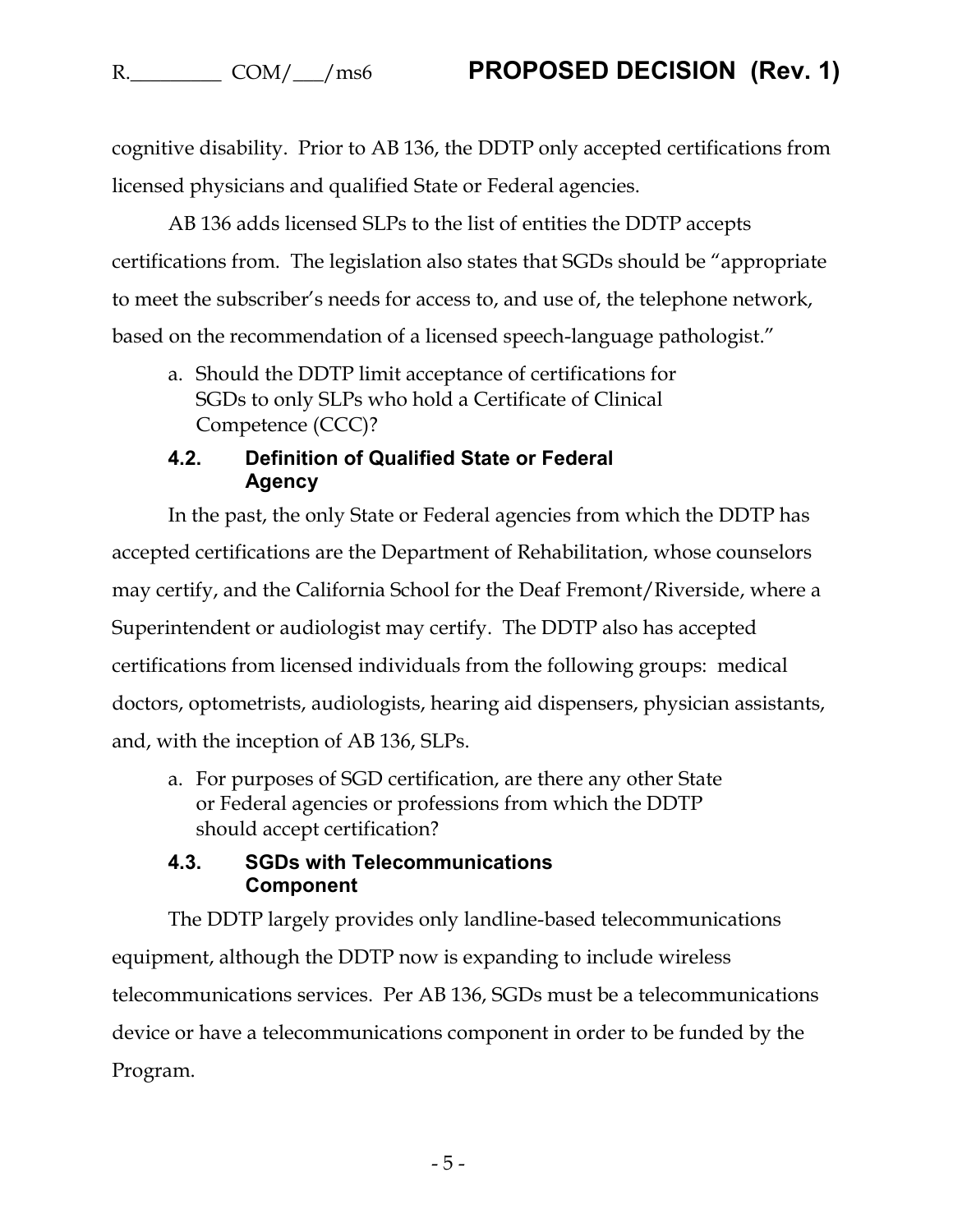cognitive disability. Prior to AB 136, the DDTP only accepted certifications from licensed physicians and qualified State or Federal agencies.

AB 136 adds licensed SLPs to the list of entities the DDTP accepts certifications from. The legislation also states that SGDs should be "appropriate to meet the subscriber's needs for access to, and use of, the telephone network, based on the recommendation of a licensed speech-language pathologist."

a. Should the DDTP limit acceptance of certifications for SGDs to only SLPs who hold a Certificate of Clinical Competence (CCC)?

### 4.2. Definition of Qualified State or Federal Agency

In the past, the only State or Federal agencies from which the DDTP has accepted certifications are the Department of Rehabilitation, whose counselors may certify, and the California School for the Deaf Fremont/Riverside, where a Superintendent or audiologist may certify. The DDTP also has accepted certifications from licensed individuals from the following groups: medical doctors, optometrists, audiologists, hearing aid dispensers, physician assistants, and, with the inception of AB 136, SLPs.

a. For purposes of SGD certification, are there any other State or Federal agencies or professions from which the DDTP should accept certification?

### 4.3. SGDs with Telecommunications Component

The DDTP largely provides only landline-based telecommunications equipment, although the DDTP now is expanding to include wireless telecommunications services. Per AB 136, SGDs must be a telecommunications device or have a telecommunications component in order to be funded by the Program.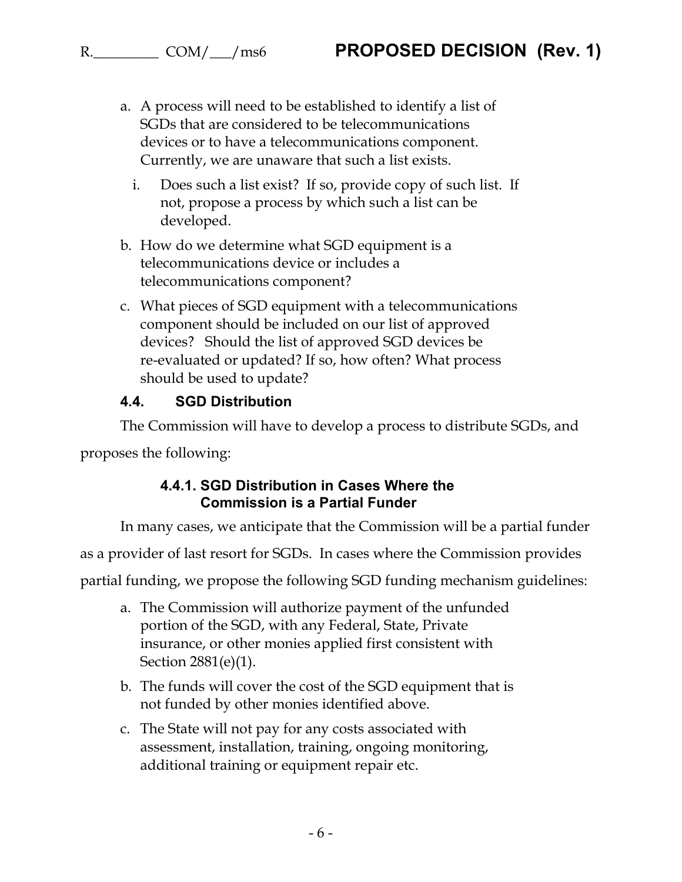a. A process will need to be established to identify a list of SGDs that are considered to be telecommunications devices or to have a telecommunications component. Currently, we are unaware that such a list exists.

   i. Does such a list exist? If so, provide copy of such list. If not, propose a process by which such a list can be developed.

b. How do we determine what SGD equipment is a telecommunications device or includes a telecommunications component?

c. What pieces of SGD equipment with a telecommunications component should be included on our list of approved devices? Should the list of approved SGD devices be re-evaluated or updated? If so, how often? What process should be used to update?

### 4.4. SGD Distribution

The Commission will have to develop a process to distribute SGDs, and proposes the following:

#### 4.4.1. SGD Distribution in Cases Where the Commission is a Partial Funder

In many cases, we anticipate that the Commission will be a partial funder as a provider of last resort for SGDs. In cases where the Commission provides partial funding, we propose the following SGD funding mechanism guidelines:

a. The Commission will authorize payment of the unfunded portion of the SGD, with any Federal, State, Private insurance, or other monies applied first consistent with Section 2881(e)(1).

b. The funds will cover the cost of the SGD equipment that is not funded by other monies identified above.

c. The State will not pay for any costs associated with assessment, installation, training, ongoing monitoring, additional training or equipment repair etc.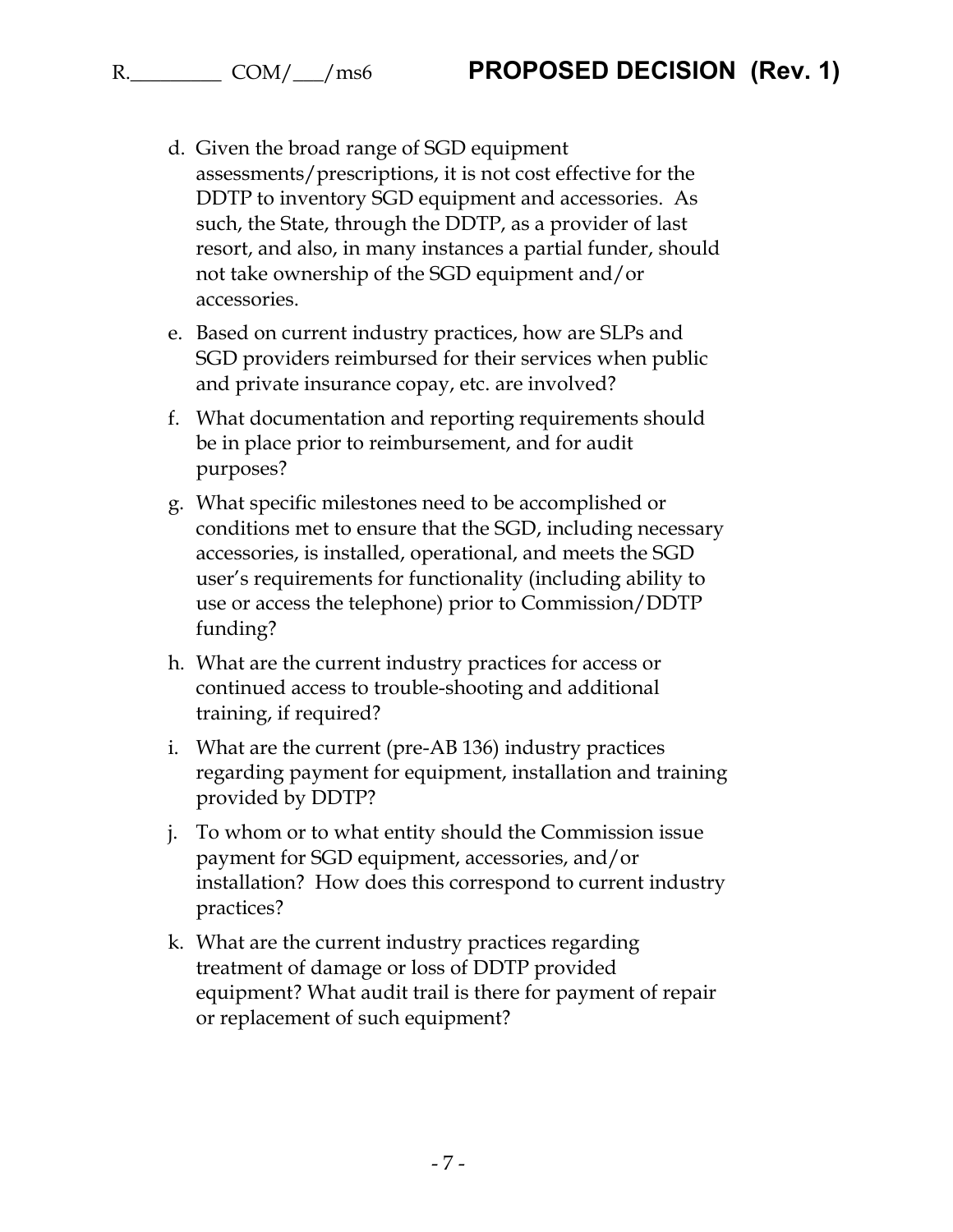d. Given the broad range of SGD equipment assessments/prescriptions, it is not cost effective for the DDTP to inventory SGD equipment and accessories. As such, the State, through the DDTP, as a provider of last resort, and also, in many instances a partial funder, should not take ownership of the SGD equipment and/or accessories.

e. Based on current industry practices, how are SLPs and SGD providers reimbursed for their services when public and private insurance copay, etc. are involved?

f. What documentation and reporting requirements should be in place prior to reimbursement, and for audit purposes?

g. What specific milestones need to be accomplished or conditions met to ensure that the SGD, including necessary accessories, is installed, operational, and meets the SGD user's requirements for functionality (including ability to use or access the telephone) prior to Commission/DDTP funding?

h. What are the current industry practices for access or continued access to trouble-shooting and additional training, if required?

i. What are the current (pre-AB 136) industry practices regarding payment for equipment, installation and training provided by DDTP?

j. To whom or to what entity should the Commission issue payment for SGD equipment, accessories, and/or installation? How does this correspond to current industry practices?

k. What are the current industry practices regarding treatment of damage or loss of DDTP provided equipment? What audit trail is there for payment of repair or replacement of such equipment?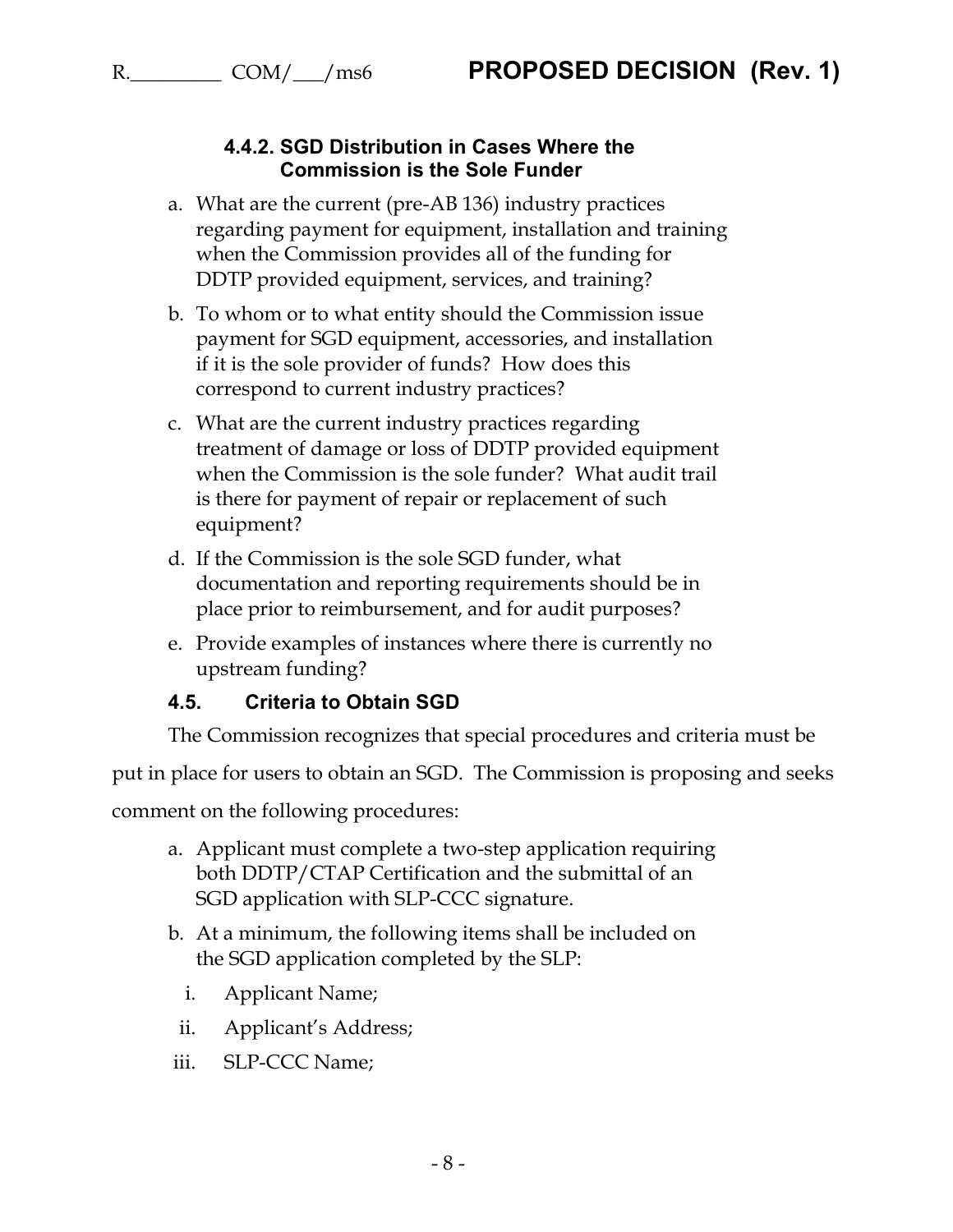#### 4.4.2. SGD Distribution in Cases Where the Commission is the Sole Funder

a. What are the current (pre-AB 136) industry practices regarding payment for equipment, installation and training when the Commission provides all of the funding for DDTP provided equipment, services, and training?

b. To whom or to what entity should the Commission issue payment for SGD equipment, accessories, and installation if it is the sole provider of funds? How does this correspond to current industry practices?

c. What are the current industry practices regarding treatment of damage or loss of DDTP provided equipment when the Commission is the sole funder? What audit trail is there for payment of repair or replacement of such equipment?

d. If the Commission is the sole SGD funder, what documentation and reporting requirements should be in place prior to reimbursement, and for audit purposes?

e. Provide examples of instances where there is currently no upstream funding?

### 4.5. Criteria to Obtain SGD

The Commission recognizes that special procedures and criteria must be put in place for users to obtain an SGD. The Commission is proposing and seeks comment on the following procedures:

a. Applicant must complete a two-step application requiring both DDTP/CTAP Certification and the submittal of an SGD application with SLP-CCC signature.

b. At a minimum, the following items shall be included on the SGD application completed by the SLP:

   i. Applicant Name;

   ii. Applicant's Address;

   iii. SLP-CCC Name;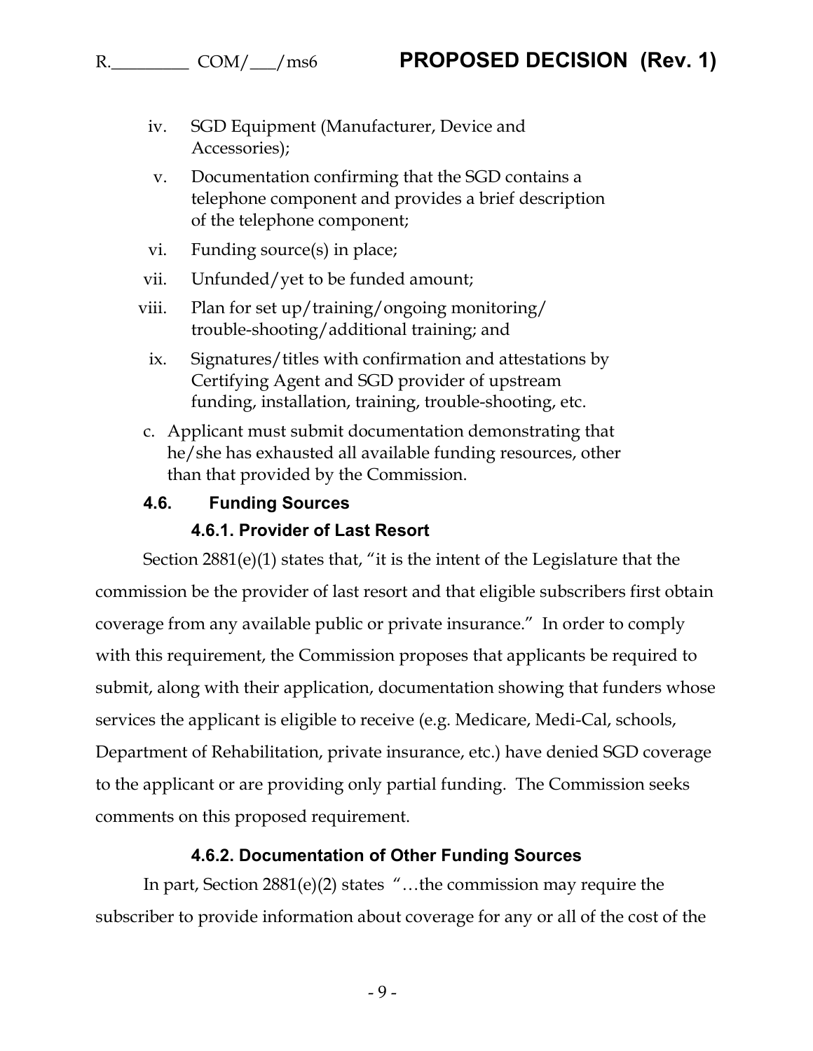iv. SGD Equipment (Manufacturer, Device and Accessories);

v. Documentation confirming that the SGD contains a telephone component and provides a brief description of the telephone component;

vi. Funding source(s) in place;

vii. Unfunded/yet to be funded amount;

viii. Plan for set up/training/ongoing monitoring/ trouble-shooting/additional training; and

ix. Signatures/titles with confirmation and attestations by Certifying Agent and SGD provider of upstream funding, installation, training, trouble-shooting, etc.

c. Applicant must submit documentation demonstrating that he/she has exhausted all available funding resources, other than that provided by the Commission.

### 4.6. Funding Sources

#### 4.6.1. Provider of Last Resort

Section 2881(e)(1) states that, "it is the intent of the Legislature that the commission be the provider of last resort and that eligible subscribers first obtain coverage from any available public or private insurance." In order to comply with this requirement, the Commission proposes that applicants be required to submit, along with their application, documentation showing that funders whose services the applicant is eligible to receive (e.g. Medicare, Medi-Cal, schools, Department of Rehabilitation, private insurance, etc.) have denied SGD coverage to the applicant or are providing only partial funding. The Commission seeks comments on this proposed requirement.

#### 4.6.2. Documentation of Other Funding Sources

In part, Section 2881(e)(2) states "…the commission may require the subscriber to provide information about coverage for any or all of the cost of the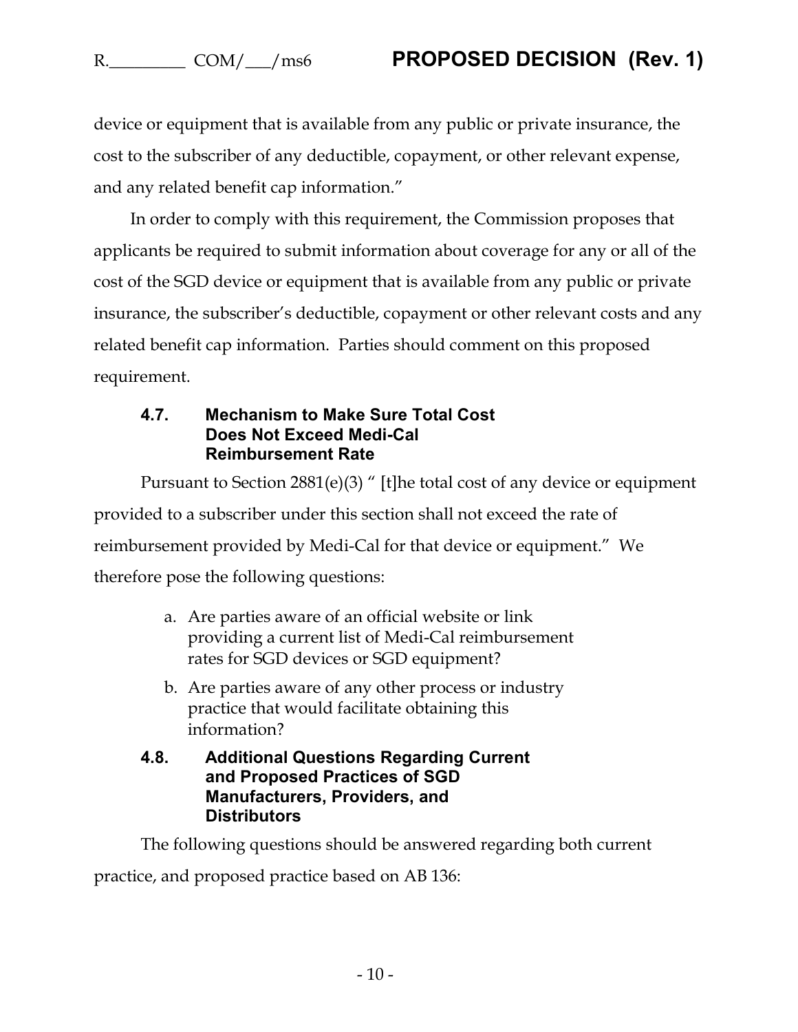device or equipment that is available from any public or private insurance, the cost to the subscriber of any deductible, copayment, or other relevant expense, and any related benefit cap information."

In order to comply with this requirement, the Commission proposes that applicants be required to submit information about coverage for any or all of the cost of the SGD device or equipment that is available from any public or private insurance, the subscriber's deductible, copayment or other relevant costs and any related benefit cap information. Parties should comment on this proposed requirement.

### 4.7. Mechanism to Make Sure Total Cost Does Not Exceed Medi-Cal Reimbursement Rate

Pursuant to Section 2881(e)(3) " [t]he total cost of any device or equipment provided to a subscriber under this section shall not exceed the rate of reimbursement provided by Medi-Cal for that device or equipment." We therefore pose the following questions:

a. Are parties aware of an official website or link providing a current list of Medi-Cal reimbursement rates for SGD devices or SGD equipment?

b. Are parties aware of any other process or industry practice that would facilitate obtaining this information?

### 4.8. Additional Questions Regarding Current and Proposed Practices of SGD Manufacturers, Providers, and Distributors

The following questions should be answered regarding both current practice, and proposed practice based on AB 136: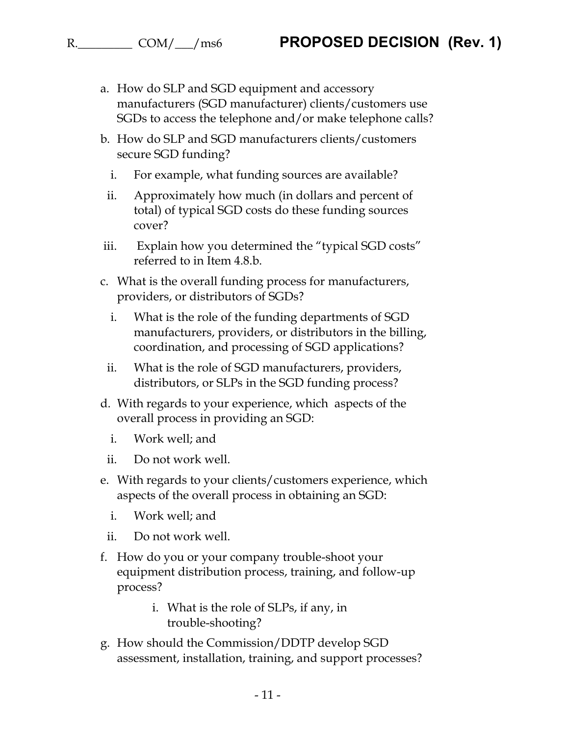a. How do SLP and SGD equipment and accessory manufacturers (SGD manufacturer) clients/customers use SGDs to access the telephone and/or make telephone calls?

b. How do SLP and SGD manufacturers clients/customers secure SGD funding?

   i. For example, what funding sources are available?

   ii. Approximately how much (in dollars and percent of total) of typical SGD costs do these funding sources cover?

   iii. Explain how you determined the "typical SGD costs" referred to in Item 4.8.b.

c. What is the overall funding process for manufacturers, providers, or distributors of SGDs?

   i. What is the role of the funding departments of SGD manufacturers, providers, or distributors in the billing, coordination, and processing of SGD applications?

   ii. What is the role of SGD manufacturers, providers, distributors, or SLPs in the SGD funding process?

d. With regards to your experience, which aspects of the overall process in providing an SGD:

   i. Work well; and

   ii. Do not work well.

e. With regards to your clients/customers experience, which aspects of the overall process in obtaining an SGD:

   i. Work well; and

   ii. Do not work well.

f. How do you or your company trouble-shoot your equipment distribution process, training, and follow-up process?

   i. What is the role of SLPs, if any, in trouble-shooting?

g. How should the Commission/DDTP develop SGD assessment, installation, training, and support processes?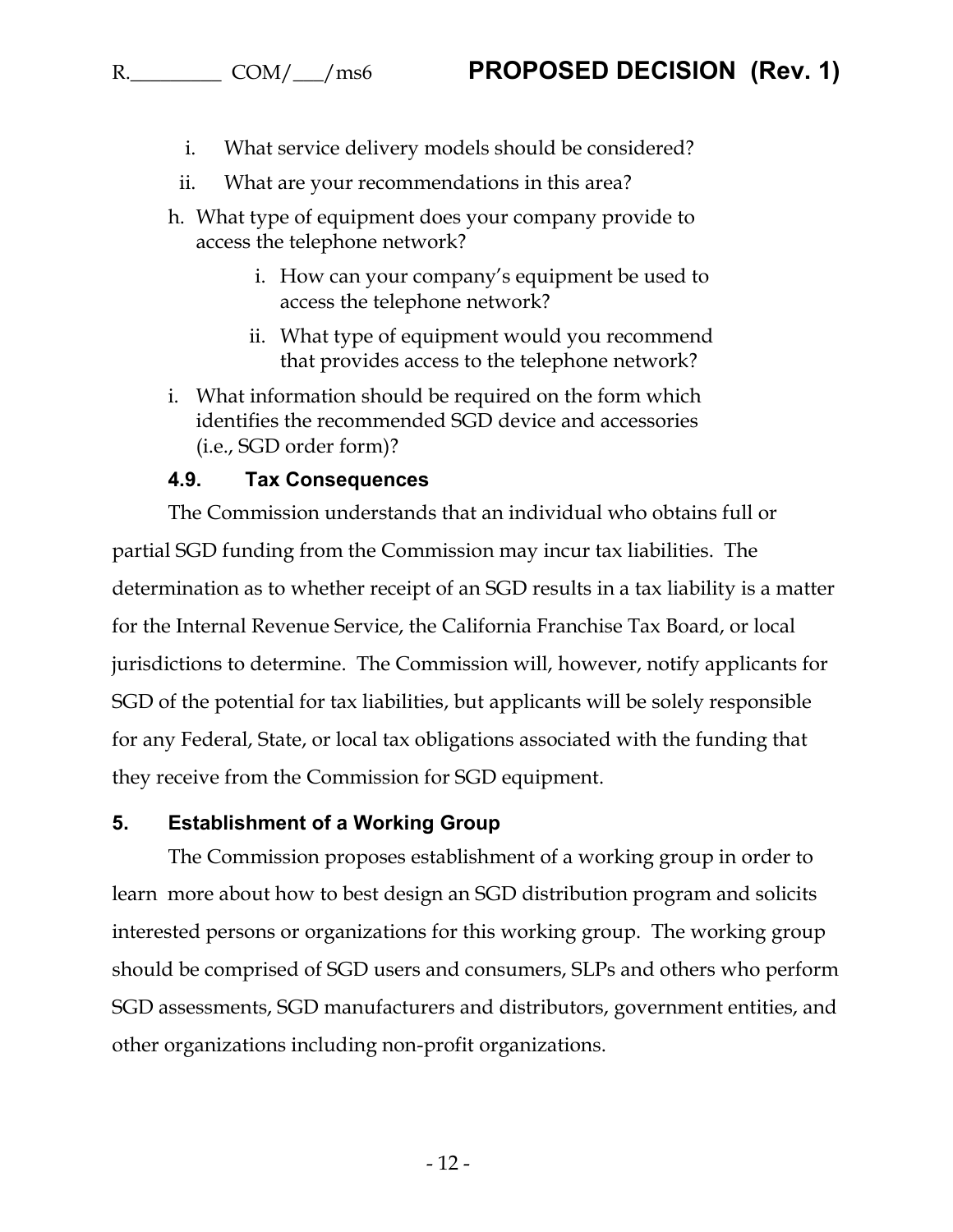i. What service delivery models should be considered?
   ii. What are your recommendations in this area?

h. What type of equipment does your company provide to access the telephone network?
   i. How can your company's equipment be used to access the telephone network?
   ii. What type of equipment would you recommend that provides access to the telephone network?

i. What information should be required on the form which identifies the recommended SGD device and accessories (i.e., SGD order form)?

### 4.9. Tax Consequences

The Commission understands that an individual who obtains full or partial SGD funding from the Commission may incur tax liabilities. The determination as to whether receipt of an SGD results in a tax liability is a matter for the Internal Revenue Service, the California Franchise Tax Board, or local jurisdictions to determine. The Commission will, however, notify applicants for SGD of the potential for tax liabilities, but applicants will be solely responsible for any Federal, State, or local tax obligations associated with the funding that they receive from the Commission for SGD equipment.

## 5. Establishment of a Working Group

The Commission proposes establishment of a working group in order to learn more about how to best design an SGD distribution program and solicits interested persons or organizations for this working group. The working group should be comprised of SGD users and consumers, SLPs and others who perform SGD assessments, SGD manufacturers and distributors, government entities, and other organizations including non-profit organizations.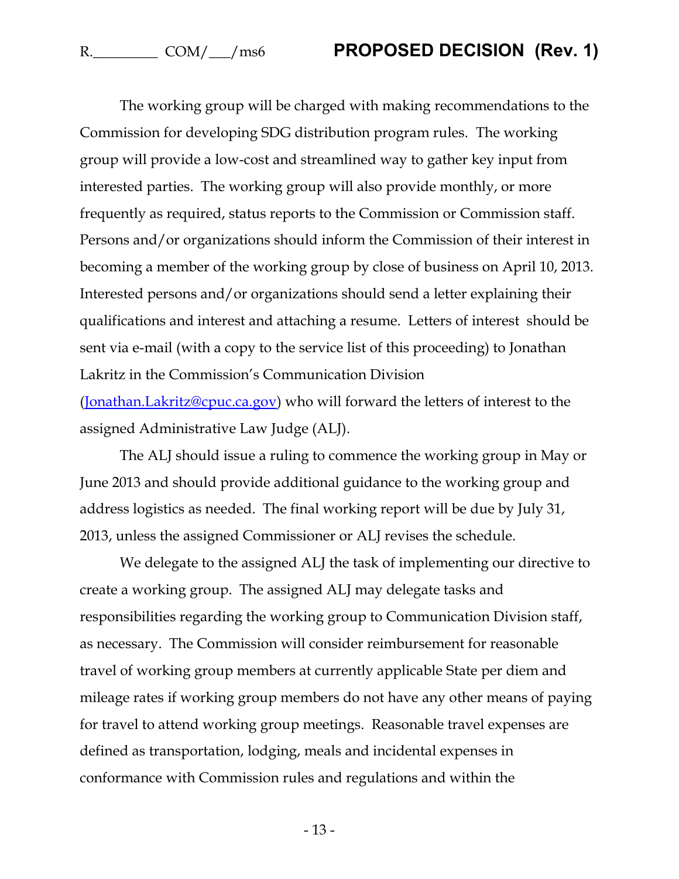The working group will be charged with making recommendations to the Commission for developing SDG distribution program rules. The working group will provide a low-cost and streamlined way to gather key input from interested parties. The working group will also provide monthly, or more frequently as required, status reports to the Commission or Commission staff. Persons and/or organizations should inform the Commission of their interest in becoming a member of the working group by close of business on April 10, 2013. Interested persons and/or organizations should send a letter explaining their qualifications and interest and attaching a resume. Letters of interest should be sent via e-mail (with a copy to the service list of this proceeding) to Jonathan Lakritz in the Commission's Communication Division (Jonathan.Lakritz@cpuc.ca.gov) who will forward the letters of interest to the assigned Administrative Law Judge (ALJ).

The ALJ should issue a ruling to commence the working group in May or June 2013 and should provide additional guidance to the working group and address logistics as needed. The final working report will be due by July 31, 2013, unless the assigned Commissioner or ALJ revises the schedule.

We delegate to the assigned ALJ the task of implementing our directive to create a working group. The assigned ALJ may delegate tasks and responsibilities regarding the working group to Communication Division staff, as necessary. The Commission will consider reimbursement for reasonable travel of working group members at currently applicable State per diem and mileage rates if working group members do not have any other means of paying for travel to attend working group meetings. Reasonable travel expenses are defined as transportation, lodging, meals and incidental expenses in conformance with Commission rules and regulations and within the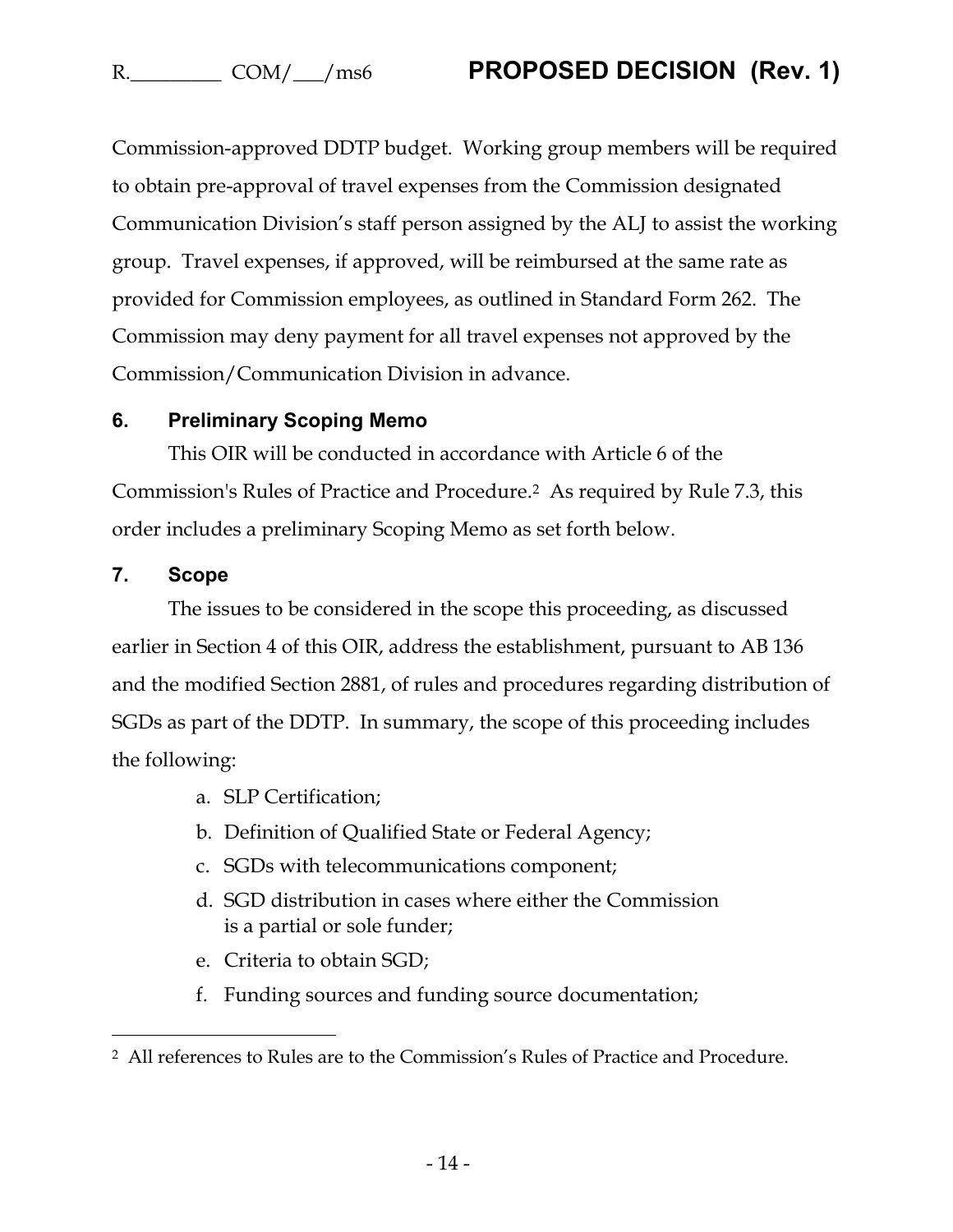Commission-approved DDTP budget. Working group members will be required to obtain pre-approval of travel expenses from the Commission designated Communication Division's staff person assigned by the ALJ to assist the working group. Travel expenses, if approved, will be reimbursed at the same rate as provided for Commission employees, as outlined in Standard Form 262. The Commission may deny payment for all travel expenses not approved by the Commission/Communication Division in advance.

## 6. Preliminary Scoping Memo

This OIR will be conducted in accordance with Article 6 of the Commission's Rules of Practice and Procedure.[2] As required by Rule 7.3, this order includes a preliminary Scoping Memo as set forth below.

## 7. Scope

The issues to be considered in the scope this proceeding, as discussed earlier in Section 4 of this OIR, address the establishment, pursuant to AB 136 and the modified Section 2881, of rules and procedures regarding distribution of SGDs as part of the DDTP. In summary, the scope of this proceeding includes the following:

a. SLP Certification;
b. Definition of Qualified State or Federal Agency;
c. SGDs with telecommunications component;
d. SGD distribution in cases where either the Commission is a partial or sole funder;
e. Criteria to obtain SGD;
f. Funding sources and funding source documentation;

---

[2] All references to Rules are to the Commission's Rules of Practice and Procedure.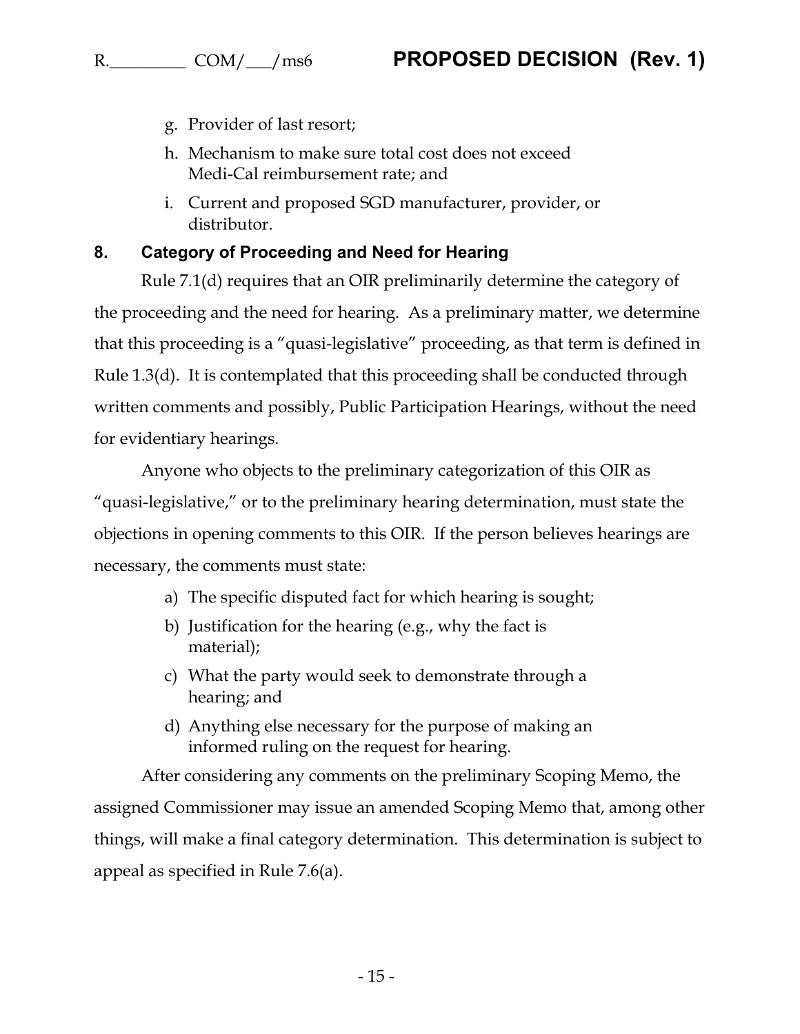g. Provider of last resort;

h. Mechanism to make sure total cost does not exceed Medi-Cal reimbursement rate; and

i. Current and proposed SGD manufacturer, provider, or distributor.

## 8. Category of Proceeding and Need for Hearing

Rule 7.1(d) requires that an OIR preliminarily determine the category of the proceeding and the need for hearing. As a preliminary matter, we determine that this proceeding is a "quasi-legislative" proceeding, as that term is defined in Rule 1.3(d). It is contemplated that this proceeding shall be conducted through written comments and possibly, Public Participation Hearings, without the need for evidentiary hearings.

Anyone who objects to the preliminary categorization of this OIR as "quasi-legislative," or to the preliminary hearing determination, must state the objections in opening comments to this OIR. If the person believes hearings are necessary, the comments must state:

a) The specific disputed fact for which hearing is sought;

b) Justification for the hearing (e.g., why the fact is material);

c) What the party would seek to demonstrate through a hearing; and

d) Anything else necessary for the purpose of making an informed ruling on the request for hearing.

After considering any comments on the preliminary Scoping Memo, the assigned Commissioner may issue an amended Scoping Memo that, among other things, will make a final category determination. This determination is subject to appeal as specified in Rule 7.6(a).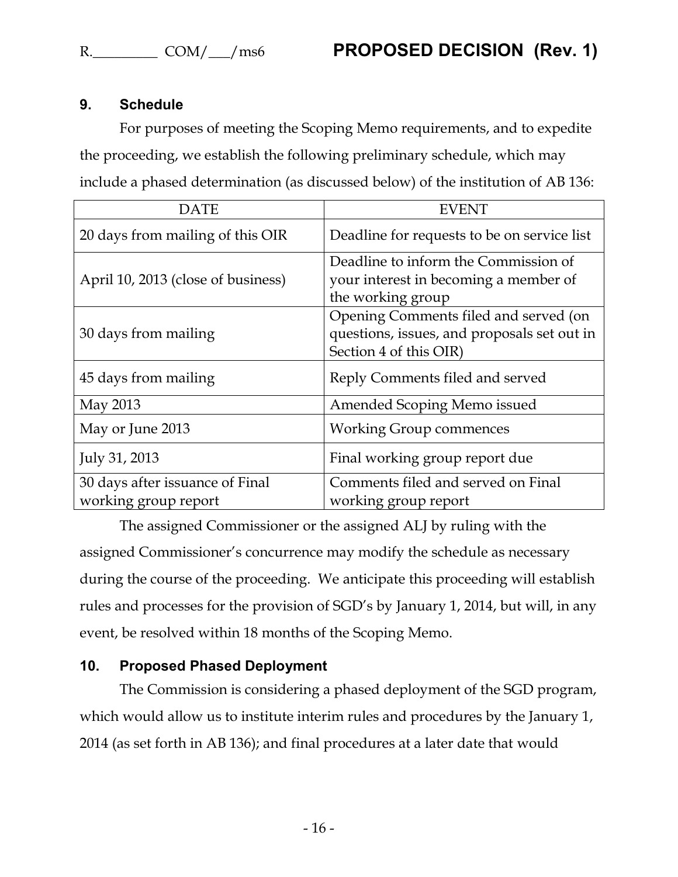## 9. Schedule

For purposes of meeting the Scoping Memo requirements, and to expedite the proceeding, we establish the following preliminary schedule, which may include a phased determination (as discussed below) of the institution of AB 136:

| DATE | EVENT |
|---|---|
| 20 days from mailing of this OIR | Deadline for requests to be on service list |
| April 10, 2013 (close of business) | Deadline to inform the Commission of your interest in becoming a member of the working group |
| 30 days from mailing | Opening Comments filed and served (on questions, issues, and proposals set out in Section 4 of this OIR) |
| 45 days from mailing | Reply Comments filed and served |
| May 2013 | Amended Scoping Memo issued |
| May or June 2013 | Working Group commences |
| July 31, 2013 | Final working group report due |
| 30 days after issuance of Final working group report | Comments filed and served on Final working group report |

The assigned Commissioner or the assigned ALJ by ruling with the assigned Commissioner's concurrence may modify the schedule as necessary during the course of the proceeding. We anticipate this proceeding will establish rules and processes for the provision of SGD's by January 1, 2014, but will, in any event, be resolved within 18 months of the Scoping Memo.

## 10. Proposed Phased Deployment

The Commission is considering a phased deployment of the SGD program, which would allow us to institute interim rules and procedures by the January 1, 2014 (as set forth in AB 136); and final procedures at a later date that would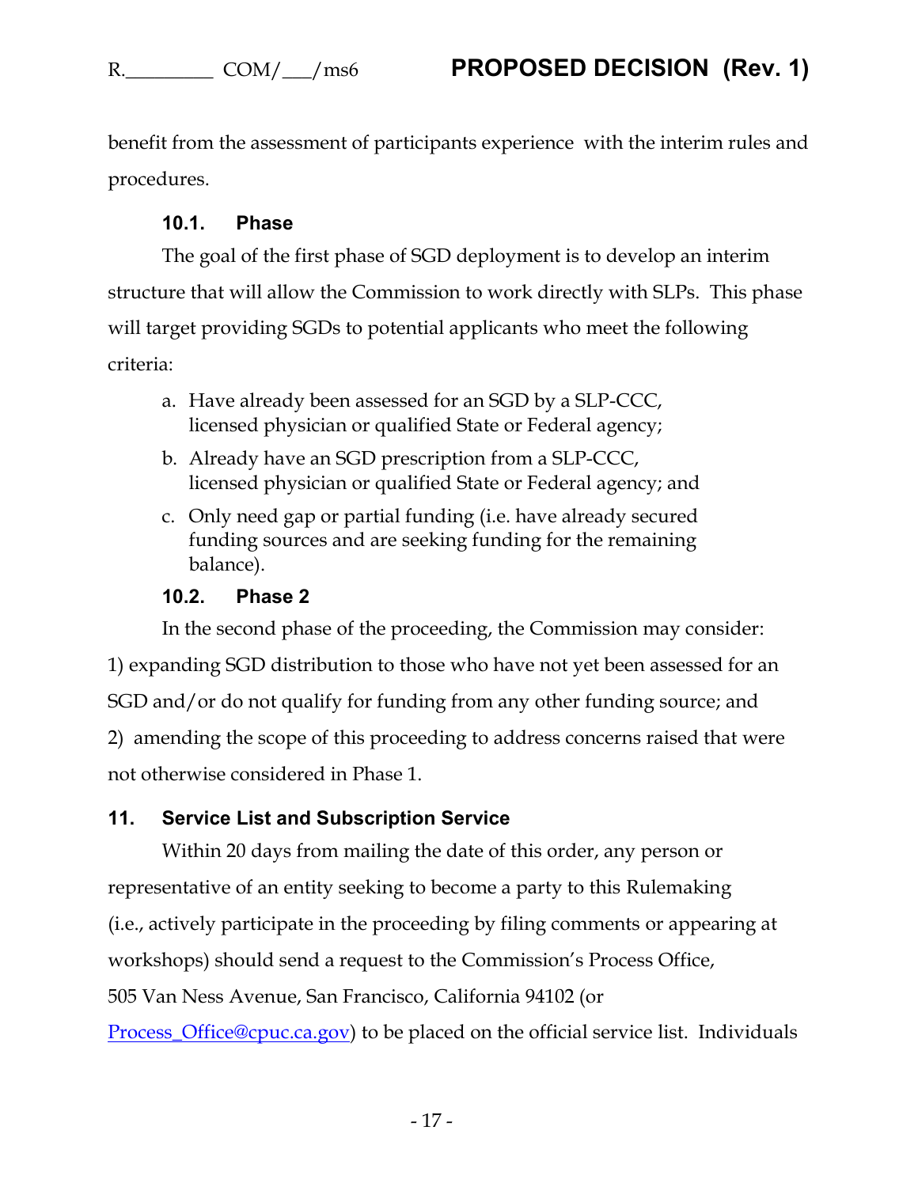benefit from the assessment of participants experience  with the interim rules and procedures.

### 10.1. Phase

The goal of the first phase of SGD deployment is to develop an interim structure that will allow the Commission to work directly with SLPs.  This phase will target providing SGDs to potential applicants who meet the following criteria:

a. Have already been assessed for an SGD by a SLP-CCC, licensed physician or qualified State or Federal agency;

b. Already have an SGD prescription from a SLP-CCC, licensed physician or qualified State or Federal agency; and

c. Only need gap or partial funding (i.e. have already secured funding sources and are seeking funding for the remaining balance).

### 10.2. Phase 2

In the second phase of the proceeding, the Commission may consider: 1) expanding SGD distribution to those who have not yet been assessed for an SGD and/or do not qualify for funding from any other funding source; and 2)  amending the scope of this proceeding to address concerns raised that were not otherwise considered in Phase 1.

## 11. Service List and Subscription Service

Within 20 days from mailing the date of this order, any person or representative of an entity seeking to become a party to this Rulemaking (i.e., actively participate in the proceeding by filing comments or appearing at workshops) should send a request to the Commission's Process Office, 505 Van Ness Avenue, San Francisco, California 94102 (or Process_Office@cpuc.ca.gov) to be placed on the official service list.  Individuals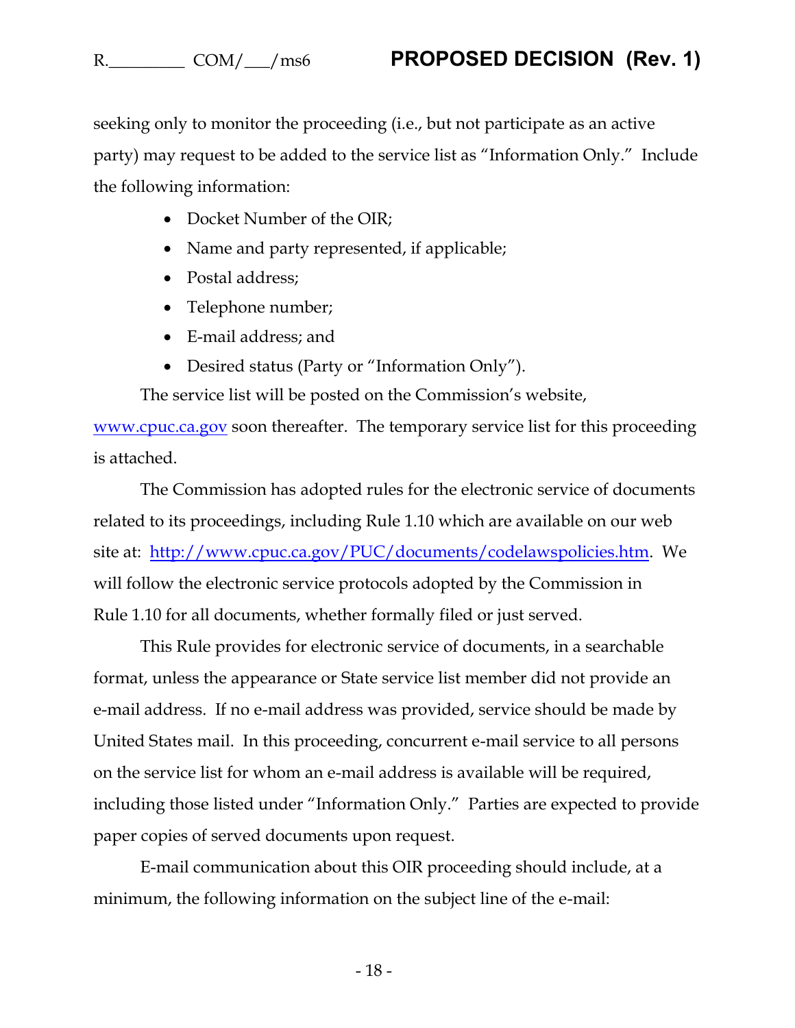seeking only to monitor the proceeding (i.e., but not participate as an active party) may request to be added to the service list as "Information Only." Include the following information:

- Docket Number of the OIR;
- Name and party represented, if applicable;
- Postal address;
- Telephone number;
- E-mail address; and
- Desired status (Party or "Information Only").

The service list will be posted on the Commission's website, [www.cpuc.ca.gov](www.cpuc.ca.gov) soon thereafter. The temporary service list for this proceeding is attached.

The Commission has adopted rules for the electronic service of documents related to its proceedings, including Rule 1.10 which are available on our web site at: [http://www.cpuc.ca.gov/PUC/documents/codelawspolicies.htm](http://www.cpuc.ca.gov/PUC/documents/codelawspolicies.htm). We will follow the electronic service protocols adopted by the Commission in Rule 1.10 for all documents, whether formally filed or just served.

This Rule provides for electronic service of documents, in a searchable format, unless the appearance or State service list member did not provide an e-mail address. If no e-mail address was provided, service should be made by United States mail. In this proceeding, concurrent e-mail service to all persons on the service list for whom an e-mail address is available will be required, including those listed under "Information Only." Parties are expected to provide paper copies of served documents upon request.

E-mail communication about this OIR proceeding should include, at a minimum, the following information on the subject line of the e-mail: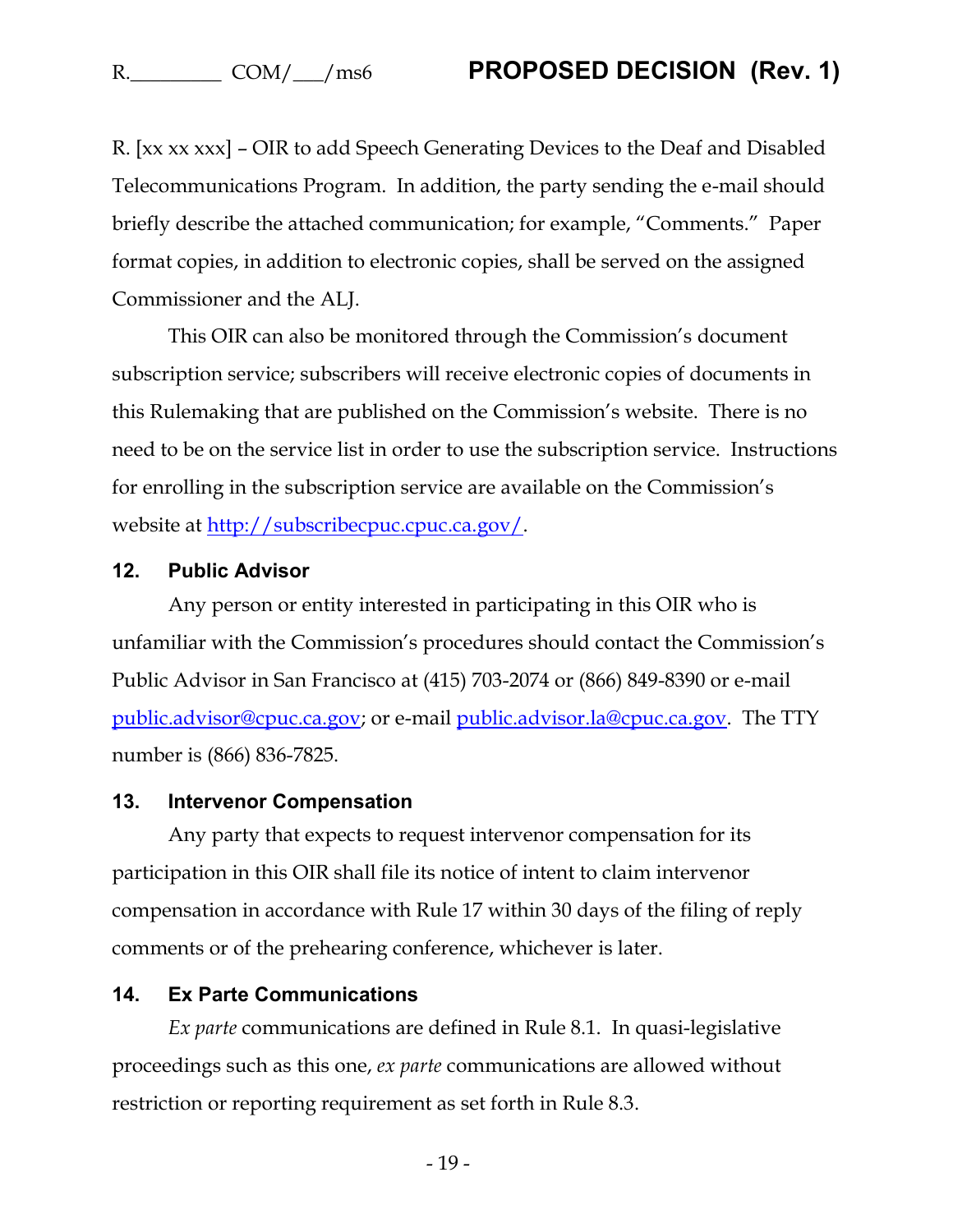R. [xx xx xxx] – OIR to add Speech Generating Devices to the Deaf and Disabled Telecommunications Program. In addition, the party sending the e-mail should briefly describe the attached communication; for example, "Comments." Paper format copies, in addition to electronic copies, shall be served on the assigned Commissioner and the ALJ.

This OIR can also be monitored through the Commission's document subscription service; subscribers will receive electronic copies of documents in this Rulemaking that are published on the Commission's website. There is no need to be on the service list in order to use the subscription service. Instructions for enrolling in the subscription service are available on the Commission's website at http://subscribecpuc.cpuc.ca.gov/.

## 12. Public Advisor

Any person or entity interested in participating in this OIR who is unfamiliar with the Commission's procedures should contact the Commission's Public Advisor in San Francisco at (415) 703-2074 or (866) 849-8390 or e-mail public.advisor@cpuc.ca.gov; or e-mail public.advisor.la@cpuc.ca.gov. The TTY number is (866) 836-7825.

## 13. Intervenor Compensation

Any party that expects to request intervenor compensation for its participation in this OIR shall file its notice of intent to claim intervenor compensation in accordance with Rule 17 within 30 days of the filing of reply comments or of the prehearing conference, whichever is later.

## 14. Ex Parte Communications

*Ex parte* communications are defined in Rule 8.1. In quasi-legislative proceedings such as this one, *ex parte* communications are allowed without restriction or reporting requirement as set forth in Rule 8.3.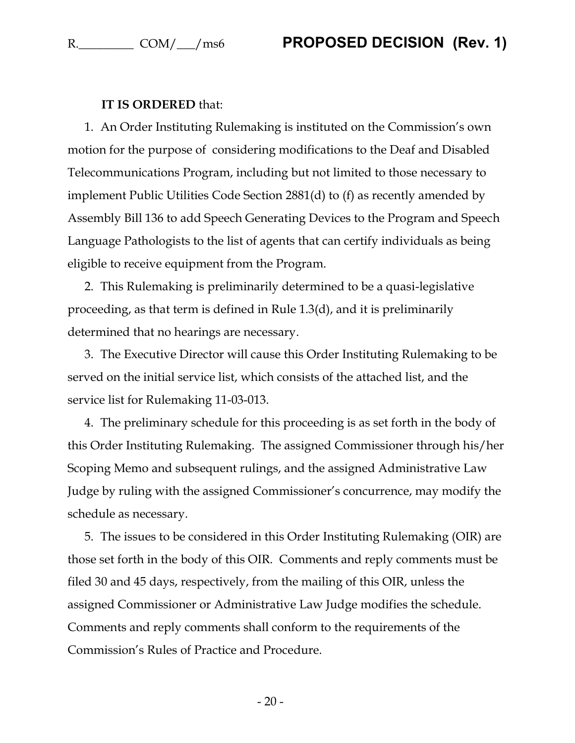**IT IS ORDERED** that:

1. An Order Instituting Rulemaking is instituted on the Commission's own motion for the purpose of considering modifications to the Deaf and Disabled Telecommunications Program, including but not limited to those necessary to implement Public Utilities Code Section 2881(d) to (f) as recently amended by Assembly Bill 136 to add Speech Generating Devices to the Program and Speech Language Pathologists to the list of agents that can certify individuals as being eligible to receive equipment from the Program.

2. This Rulemaking is preliminarily determined to be a quasi-legislative proceeding, as that term is defined in Rule 1.3(d), and it is preliminarily determined that no hearings are necessary.

3. The Executive Director will cause this Order Instituting Rulemaking to be served on the initial service list, which consists of the attached list, and the service list for Rulemaking 11-03-013.

4. The preliminary schedule for this proceeding is as set forth in the body of this Order Instituting Rulemaking. The assigned Commissioner through his/her Scoping Memo and subsequent rulings, and the assigned Administrative Law Judge by ruling with the assigned Commissioner's concurrence, may modify the schedule as necessary.

5. The issues to be considered in this Order Instituting Rulemaking (OIR) are those set forth in the body of this OIR. Comments and reply comments must be filed 30 and 45 days, respectively, from the mailing of this OIR, unless the assigned Commissioner or Administrative Law Judge modifies the schedule. Comments and reply comments shall conform to the requirements of the Commission's Rules of Practice and Procedure.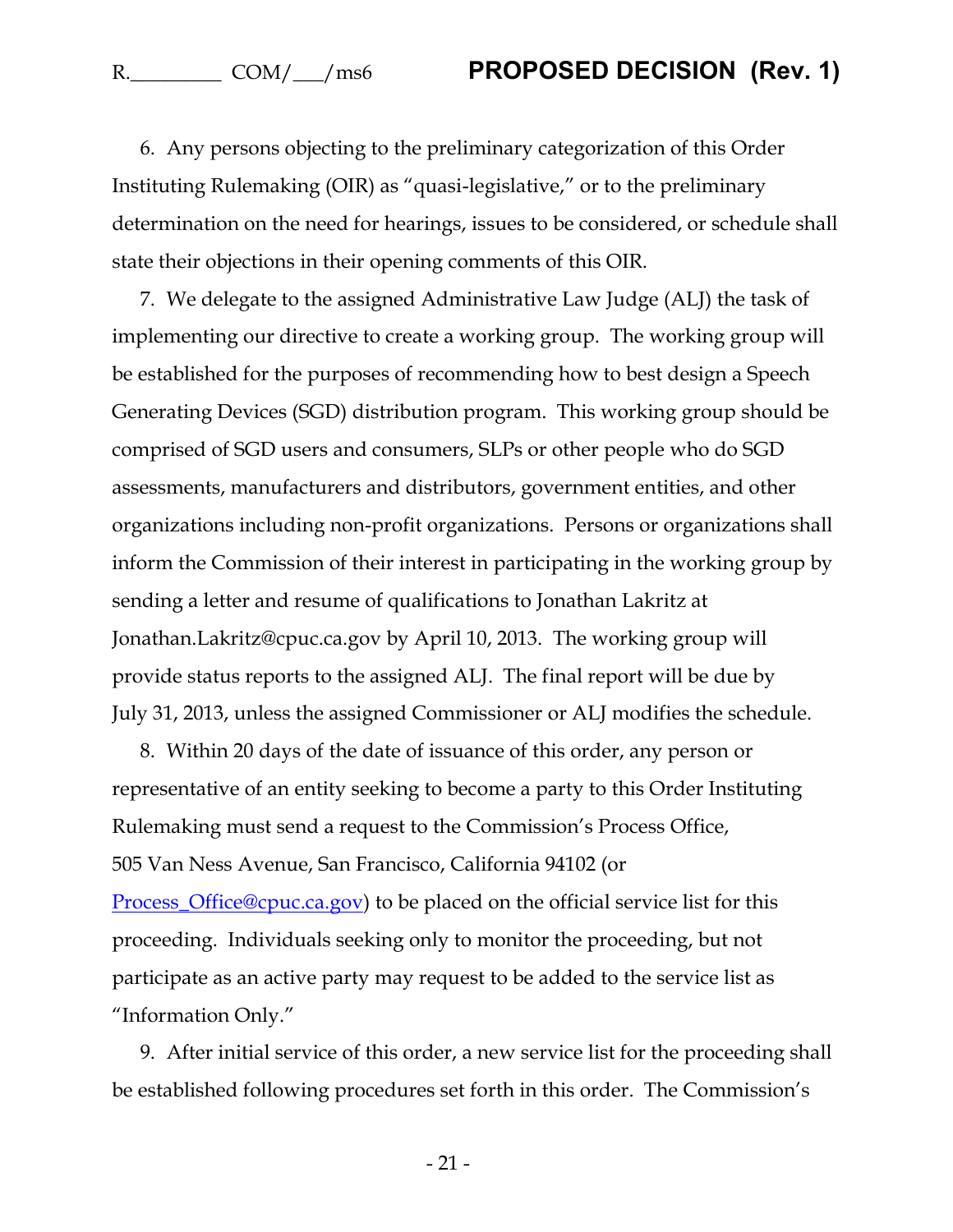6. Any persons objecting to the preliminary categorization of this Order Instituting Rulemaking (OIR) as "quasi-legislative," or to the preliminary determination on the need for hearings, issues to be considered, or schedule shall state their objections in their opening comments of this OIR.

7. We delegate to the assigned Administrative Law Judge (ALJ) the task of implementing our directive to create a working group. The working group will be established for the purposes of recommending how to best design a Speech Generating Devices (SGD) distribution program. This working group should be comprised of SGD users and consumers, SLPs or other people who do SGD assessments, manufacturers and distributors, government entities, and other organizations including non-profit organizations. Persons or organizations shall inform the Commission of their interest in participating in the working group by sending a letter and resume of qualifications to Jonathan Lakritz at Jonathan.Lakritz@cpuc.ca.gov by April 10, 2013. The working group will provide status reports to the assigned ALJ. The final report will be due by July 31, 2013, unless the assigned Commissioner or ALJ modifies the schedule.

8. Within 20 days of the date of issuance of this order, any person or representative of an entity seeking to become a party to this Order Instituting Rulemaking must send a request to the Commission's Process Office, 505 Van Ness Avenue, San Francisco, California 94102 (or Process_Office@cpuc.ca.gov) to be placed on the official service list for this proceeding. Individuals seeking only to monitor the proceeding, but not participate as an active party may request to be added to the service list as "Information Only."

9. After initial service of this order, a new service list for the proceeding shall be established following procedures set forth in this order. The Commission's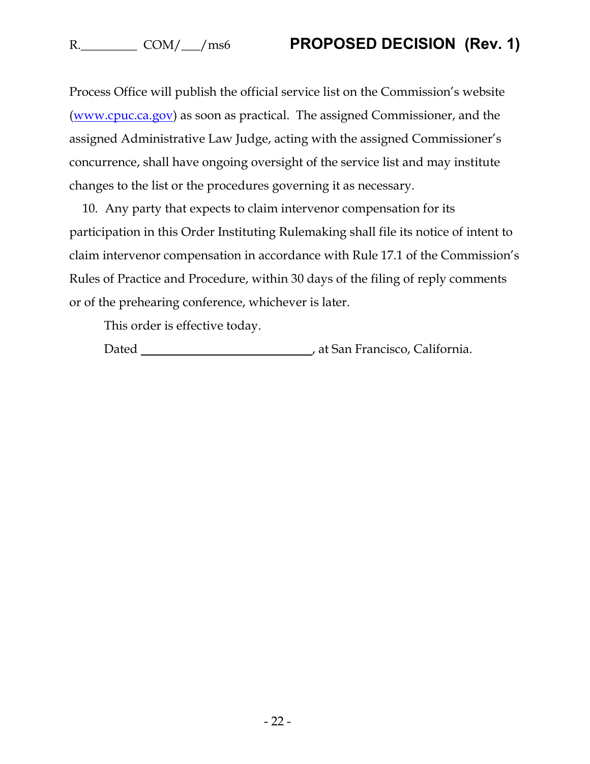Process Office will publish the official service list on the Commission's website (www.cpuc.ca.gov) as soon as practical. The assigned Commissioner, and the assigned Administrative Law Judge, acting with the assigned Commissioner's concurrence, shall have ongoing oversight of the service list and may institute changes to the list or the procedures governing it as necessary.

10. Any party that expects to claim intervenor compensation for its participation in this Order Instituting Rulemaking shall file its notice of intent to claim intervenor compensation in accordance with Rule 17.1 of the Commission's Rules of Practice and Procedure, within 30 days of the filing of reply comments or of the prehearing conference, whichever is later.

This order is effective today.

Dated ____________________________, at San Francisco, California.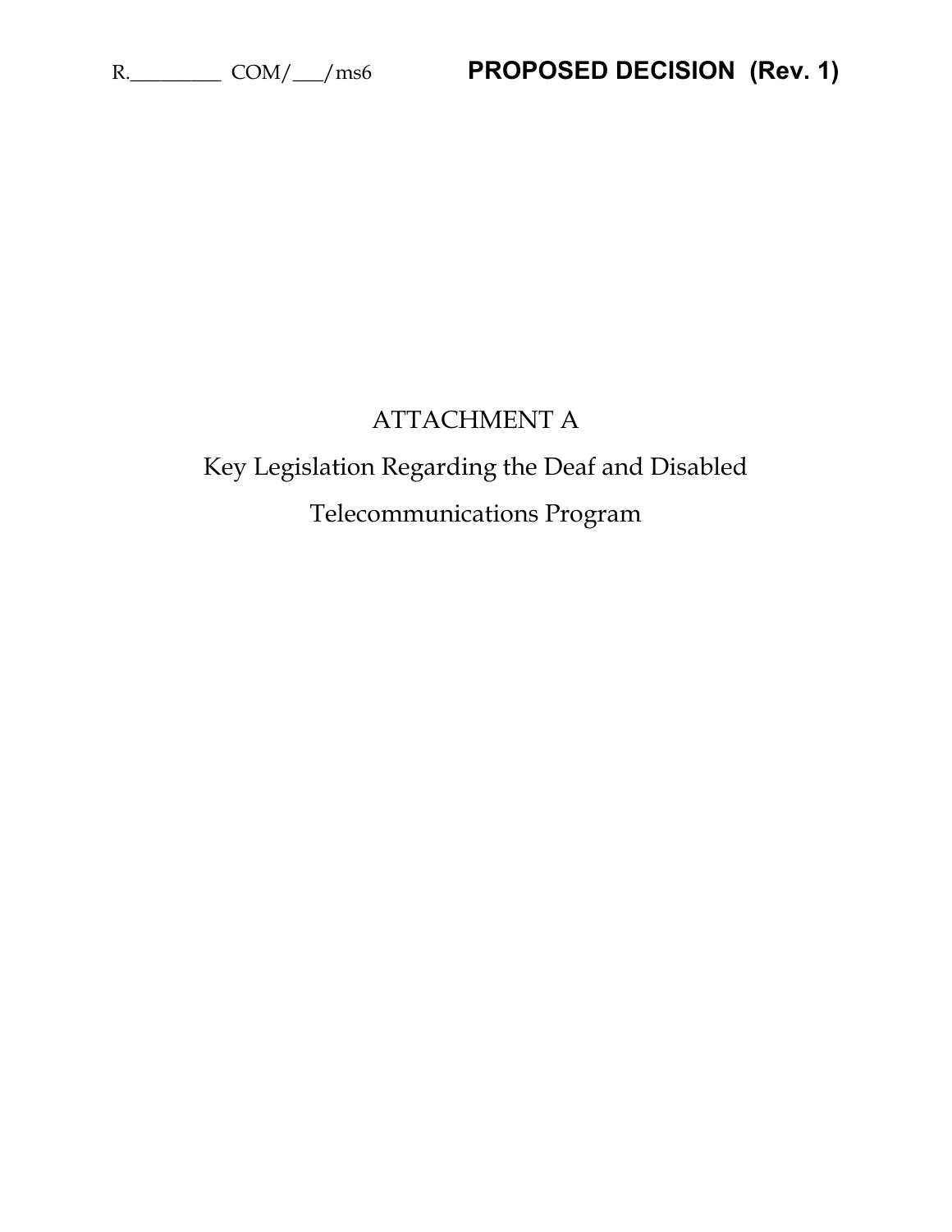# ATTACHMENT A

## Key Legislation Regarding the Deaf and Disabled Telecommunications Program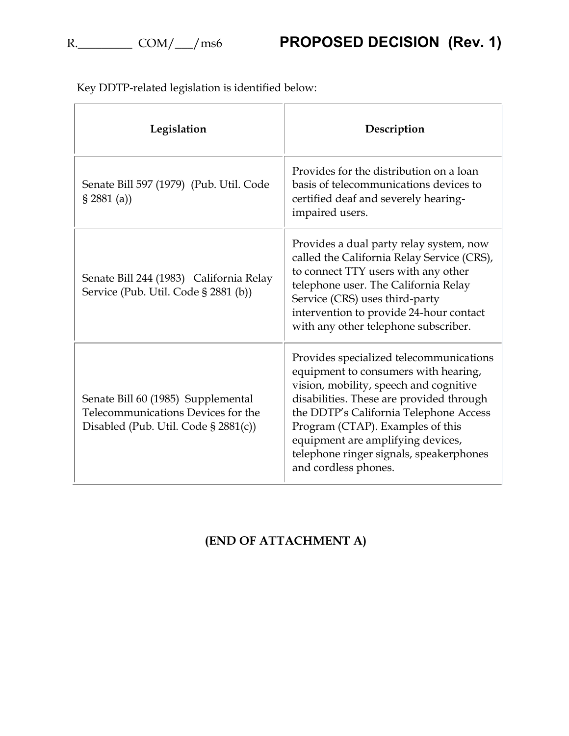Key DDTP-related legislation is identified below:

| Legislation | Description |
|---|---|
| Senate Bill 597 (1979) (Pub. Util. Code § 2881 (a)) | Provides for the distribution on a loan basis of telecommunications devices to certified deaf and severely hearing-impaired users. |
| Senate Bill 244 (1983) California Relay Service (Pub. Util. Code § 2881 (b)) | Provides a dual party relay system, now called the California Relay Service (CRS), to connect TTY users with any other telephone user. The California Relay Service (CRS) uses third-party intervention to provide 24-hour contact with any other telephone subscriber. |
| Senate Bill 60 (1985) Supplemental Telecommunications Devices for the Disabled (Pub. Util. Code § 2881(c)) | Provides specialized telecommunications equipment to consumers with hearing, vision, mobility, speech and cognitive disabilities. These are provided through the DDTP's California Telephone Access Program (CTAP). Examples of this equipment are amplifying devices, telephone ringer signals, speakerphones and cordless phones. |

**(END OF ATTACHMENT A)**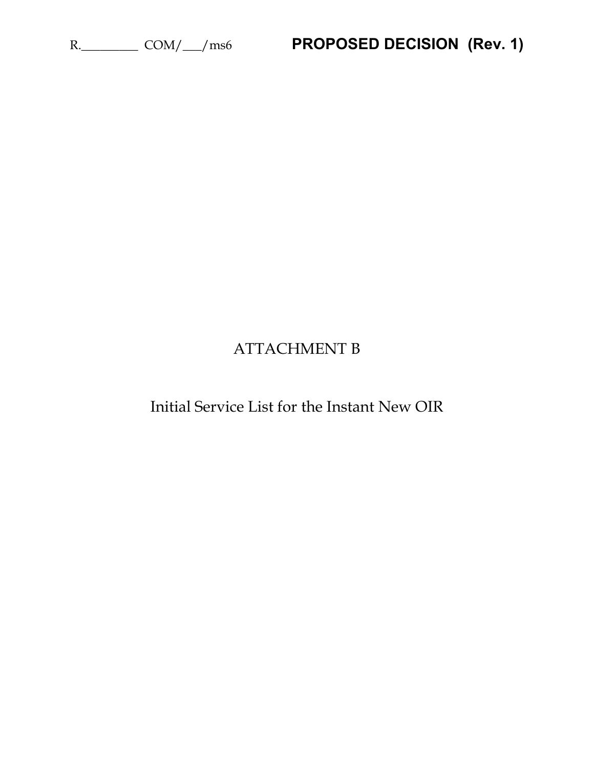# ATTACHMENT B

## Initial Service List for the Instant New OIR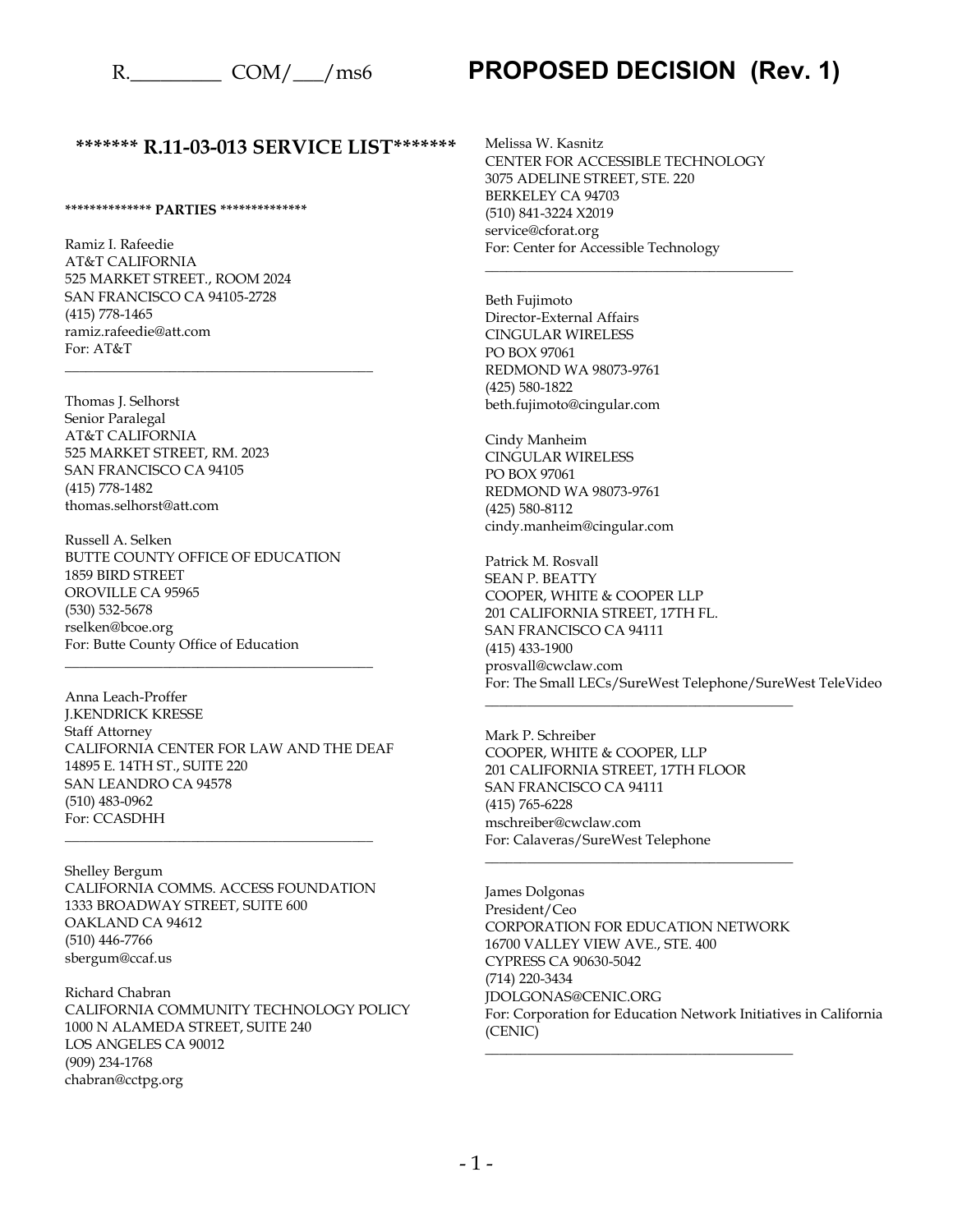**\*\*\*\*\*\*\* R.11-03-013 SERVICE LIST\*\*\*\*\*\*\***

**\*\*\*\*\*\*\*\*\*\*\*\*\*\* PARTIES \*\*\*\*\*\*\*\*\*\*\*\*\*\***

Ramiz I. Rafeedie
AT&T CALIFORNIA
525 MARKET STREET., ROOM 2024
SAN FRANCISCO CA 94105-2728
(415) 778-1465
ramiz.rafeedie@att.com
For: AT&T

---

Thomas J. Selhorst
Senior Paralegal
AT&T CALIFORNIA
525 MARKET STREET, RM. 2023
SAN FRANCISCO CA 94105
(415) 778-1482
thomas.selhorst@att.com

Russell A. Selken
BUTTE COUNTY OFFICE OF EDUCATION
1859 BIRD STREET
OROVILLE CA 95965
(530) 532-5678
rselken@bcoe.org
For: Butte County Office of Education

---

Anna Leach-Proffer
J.KENDRICK KRESSE
Staff Attorney
CALIFORNIA CENTER FOR LAW AND THE DEAF
14895 E. 14TH ST., SUITE 220
SAN LEANDRO CA 94578
(510) 483-0962
For: CCASDHH

---

Shelley Bergum
CALIFORNIA COMMS. ACCESS FOUNDATION
1333 BROADWAY STREET, SUITE 600
OAKLAND CA 94612
(510) 446-7766
sbergum@ccaf.us

Richard Chabran
CALIFORNIA COMMUNITY TECHNOLOGY POLICY
1000 N ALAMEDA STREET, SUITE 240
LOS ANGELES CA 90012
(909) 234-1768
chabran@cctpg.org

Melissa W. Kasnitz
CENTER FOR ACCESSIBLE TECHNOLOGY
3075 ADELINE STREET, STE. 220
BERKELEY CA 94703
(510) 841-3224 X2019
service@cforat.org
For: Center for Accessible Technology

---

Beth Fujimoto
Director-External Affairs
CINGULAR WIRELESS
PO BOX 97061
REDMOND WA 98073-9761
(425) 580-1822
beth.fujimoto@cingular.com

Cindy Manheim
CINGULAR WIRELESS
PO BOX 97061
REDMOND WA 98073-9761
(425) 580-8112
cindy.manheim@cingular.com

Patrick M. Rosvall
SEAN P. BEATTY
COOPER, WHITE & COOPER LLP
201 CALIFORNIA STREET, 17TH FL.
SAN FRANCISCO CA 94111
(415) 433-1900
prosvall@cwclaw.com
For: The Small LECs/SureWest Telephone/SureWest TeleVideo

---

Mark P. Schreiber
COOPER, WHITE & COOPER, LLP
201 CALIFORNIA STREET, 17TH FLOOR
SAN FRANCISCO CA 94111
(415) 765-6228
mschreiber@cwclaw.com
For: Calaveras/SureWest Telephone

---

James Dolgonas
President/Ceo
CORPORATION FOR EDUCATION NETWORK
16700 VALLEY VIEW AVE., STE. 400
CYPRESS CA 90630-5042
(714) 220-3434
JDOLGONAS@CENIC.ORG
For: Corporation for Education Network Initiatives in California (CENIC)

---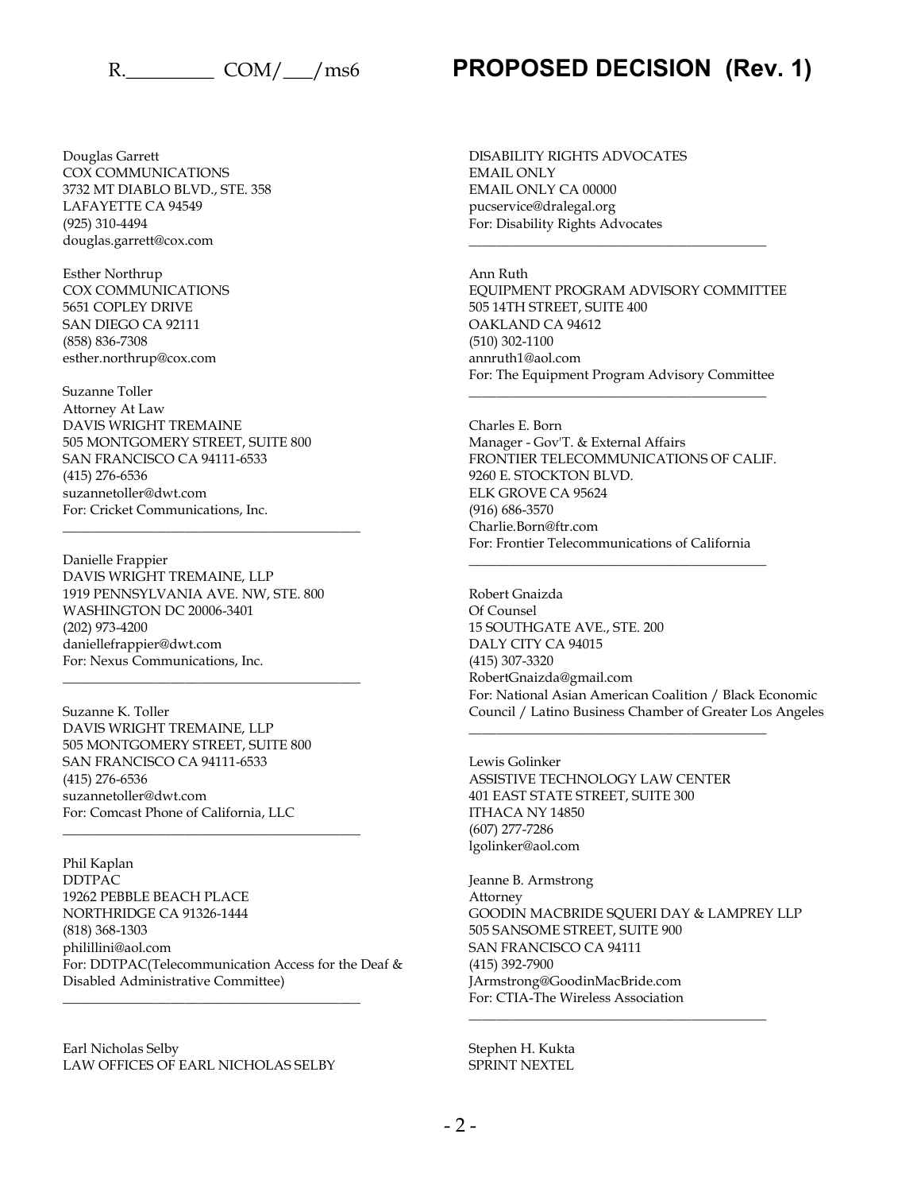Douglas Garrett
COX COMMUNICATIONS
3732 MT DIABLO BLVD., STE. 358
LAFAYETTE CA 94549
(925) 310-4494
douglas.garrett@cox.com

Esther Northrup
COX COMMUNICATIONS
5651 COPLEY DRIVE
SAN DIEGO CA 92111
(858) 836-7308
esther.northrup@cox.com

Suzanne Toller
Attorney At Law
DAVIS WRIGHT TREMAINE
505 MONTGOMERY STREET, SUITE 800
SAN FRANCISCO CA 94111-6533
(415) 276-6536
suzannetoller@dwt.com
For: Cricket Communications, Inc.

---

Danielle Frappier
DAVIS WRIGHT TREMAINE, LLP
1919 PENNSYLVANIA AVE. NW, STE. 800
WASHINGTON DC 20006-3401
(202) 973-4200
daniellefrappier@dwt.com
For: Nexus Communications, Inc.

---

Suzanne K. Toller
DAVIS WRIGHT TREMAINE, LLP
505 MONTGOMERY STREET, SUITE 800
SAN FRANCISCO CA 94111-6533
(415) 276-6536
suzannetoller@dwt.com
For: Comcast Phone of California, LLC

---

Phil Kaplan
DDTPAC
19262 PEBBLE BEACH PLACE
NORTHRIDGE CA 91326-1444
(818) 368-1303
phillillini@aol.com
For: DDTPAC(Telecommunication Access for the Deaf & Disabled Administrative Committee)

---

Earl Nicholas Selby
LAW OFFICES OF EARL NICHOLAS SELBY

DISABILITY RIGHTS ADVOCATES
EMAIL ONLY
EMAIL ONLY CA 00000
pucservice@dralegal.org
For: Disability Rights Advocates

---

Ann Ruth
EQUIPMENT PROGRAM ADVISORY COMMITTEE
505 14TH STREET, SUITE 400
OAKLAND CA 94612
(510) 302-1100
annruth1@aol.com
For: The Equipment Program Advisory Committee

---

Charles E. Born
Manager - Gov'T. & External Affairs
FRONTIER TELECOMMUNICATIONS OF CALIF.
9260 E. STOCKTON BLVD.
ELK GROVE CA 95624
(916) 686-3570
Charlie.Born@ftr.com
For: Frontier Telecommunications of California

---

Robert Gnaizda
Of Counsel
15 SOUTHGATE AVE., STE. 200
DALY CITY CA 94015
(415) 307-3320
RobertGnaizda@gmail.com
For: National Asian American Coalition / Black Economic Council / Latino Business Chamber of Greater Los Angeles

---

Lewis Golinker
ASSISTIVE TECHNOLOGY LAW CENTER
401 EAST STATE STREET, SUITE 300
ITHACA NY 14850
(607) 277-7286
lgolinker@aol.com

Jeanne B. Armstrong
Attorney
GOODIN MACBRIDE SQUERI DAY & LAMPREY LLP
505 SANSOME STREET, SUITE 900
SAN FRANCISCO CA 94111
(415) 392-7900
JArmstrong@GoodinMacBride.com
For: CTIA-The Wireless Association

---

Stephen H. Kukta
SPRINT NEXTEL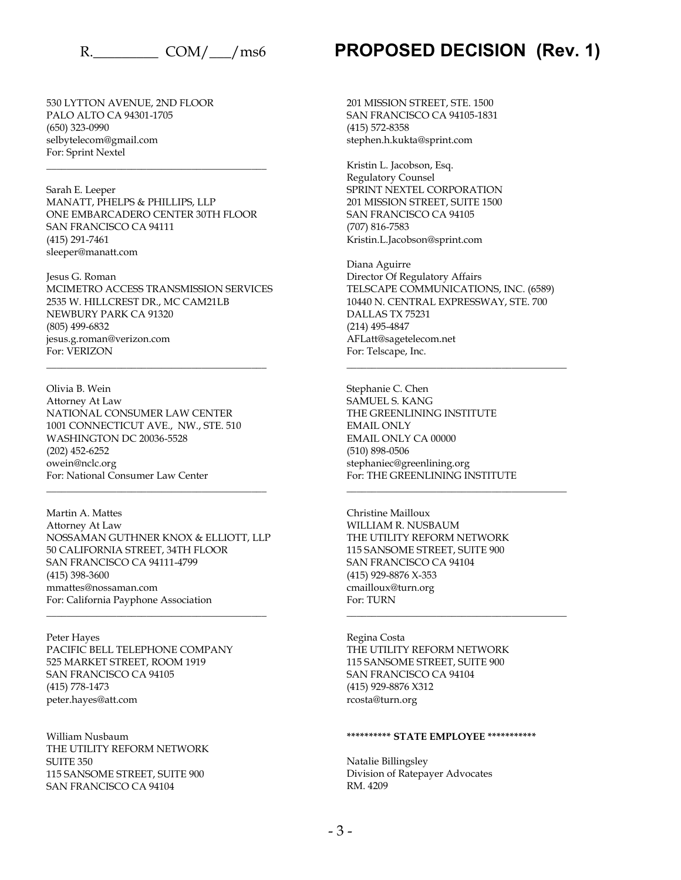530 LYTTON AVENUE, 2ND FLOOR
PALO ALTO CA 94301-1705
(650) 323-0990
selbytelecom@gmail.com
For: Sprint Nextel

---

Sarah E. Leeper
MANATT, PHELPS & PHILLIPS, LLP
ONE EMBARCADERO CENTER 30TH FLOOR
SAN FRANCISCO CA 94111
(415) 291-7461
sleeper@manatt.com

Jesus G. Roman
MCIMETRO ACCESS TRANSMISSION SERVICES
2535 W. HILLCREST DR., MC CAM21LB
NEWBURY PARK CA 91320
(805) 499-6832
jesus.g.roman@verizon.com
For: VERIZON

---

Olivia B. Wein
Attorney At Law
NATIONAL CONSUMER LAW CENTER
1001 CONNECTICUT AVE., NW., STE. 510
WASHINGTON DC 20036-5528
(202) 452-6252
owein@nclc.org
For: National Consumer Law Center

---

Martin A. Mattes
Attorney At Law
NOSSAMAN GUTHNER KNOX & ELLIOTT, LLP
50 CALIFORNIA STREET, 34TH FLOOR
SAN FRANCISCO CA 94111-4799
(415) 398-3600
mmattes@nossaman.com
For: California Payphone Association

---

Peter Hayes
PACIFIC BELL TELEPHONE COMPANY
525 MARKET STREET, ROOM 1919
SAN FRANCISCO CA 94105
(415) 778-1473
peter.hayes@att.com

William Nusbaum
THE UTILITY REFORM NETWORK
SUITE 350
115 SANSOME STREET, SUITE 900
SAN FRANCISCO CA 94104

201 MISSION STREET, STE. 1500
SAN FRANCISCO CA 94105-1831
(415) 572-8358
stephen.h.kukta@sprint.com

Kristin L. Jacobson, Esq.
Regulatory Counsel
SPRINT NEXTEL CORPORATION
201 MISSION STREET, SUITE 1500
SAN FRANCISCO CA 94105
(707) 816-7583
Kristin.L.Jacobson@sprint.com

Diana Aguirre
Director Of Regulatory Affairs
TELSCAPE COMMUNICATIONS, INC. (6589)
10440 N. CENTRAL EXPRESSWAY, STE. 700
DALLAS TX 75231
(214) 495-4847
AFLatt@sagetelecom.net
For: Telscape, Inc.

---

Stephanie C. Chen
SAMUEL S. KANG
THE GREENLINING INSTITUTE
EMAIL ONLY
EMAIL ONLY CA 00000
(510) 898-0506
stephaniec@greenlining.org
For: THE GREENLINING INSTITUTE

---

Christine Mailloux
WILLIAM R. NUSBAUM
THE UTILITY REFORM NETWORK
115 SANSOME STREET, SUITE 900
SAN FRANCISCO CA 94104
(415) 929-8876 X-353
cmailloux@turn.org
For: TURN

---

Regina Costa
THE UTILITY REFORM NETWORK
115 SANSOME STREET, SUITE 900
SAN FRANCISCO CA 94104
(415) 929-8876 X312
rcosta@turn.org

********** **STATE EMPLOYEE** ***********

Natalie Billingsley
Division of Ratepayer Advocates
RM. 4209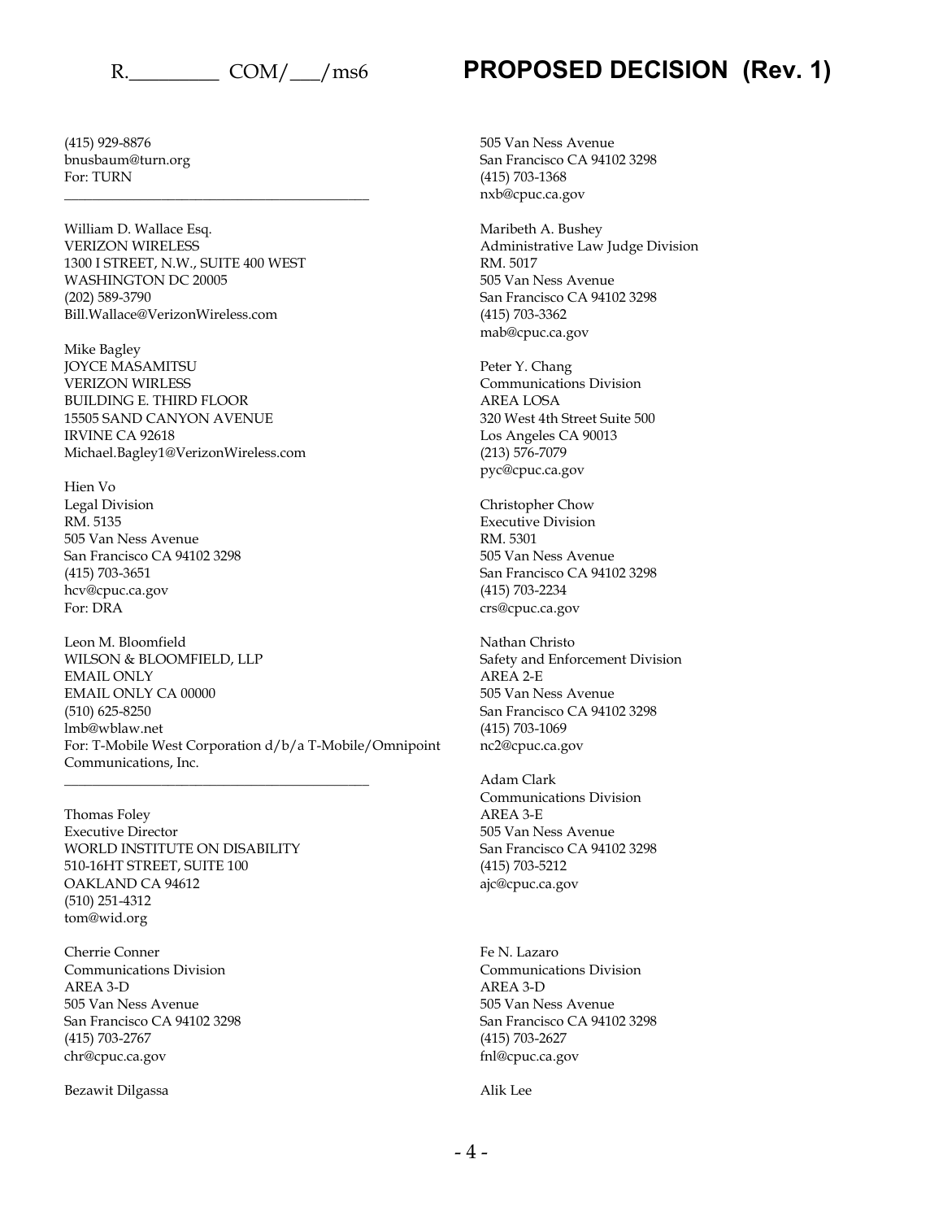(415) 929-8876
bnusbaum@turn.org
For: TURN

---

William D. Wallace Esq.
VERIZON WIRELESS
1300 I STREET, N.W., SUITE 400 WEST
WASHINGTON DC 20005
(202) 589-3790
Bill.Wallace@VerizonWireless.com

Mike Bagley
JOYCE MASAMITSU
VERIZON WIRLESS
BUILDING E. THIRD FLOOR
15505 SAND CANYON AVENUE
IRVINE CA 92618
Michael.Bagley1@VerizonWireless.com

Hien Vo
Legal Division
RM. 5135
505 Van Ness Avenue
San Francisco CA 94102 3298
(415) 703-3651
hcv@cpuc.ca.gov
For: DRA

Leon M. Bloomfield
WILSON & BLOOMFIELD, LLP
EMAIL ONLY
EMAIL ONLY CA 00000
(510) 625-8250
lmb@wblaw.net
For: T-Mobile West Corporation d/b/a T-Mobile/Omnipoint Communications, Inc.

---

Thomas Foley
Executive Director
WORLD INSTITUTE ON DISABILITY
510-16HT STREET, SUITE 100
OAKLAND CA 94612
(510) 251-4312
tom@wid.org

Cherrie Conner
Communications Division
AREA 3-D
505 Van Ness Avenue
San Francisco CA 94102 3298
(415) 703-2767
chr@cpuc.ca.gov

Bezawit Dilgassa

505 Van Ness Avenue
San Francisco CA 94102 3298
(415) 703-1368
nxb@cpuc.ca.gov

Maribeth A. Bushey
Administrative Law Judge Division
RM. 5017
505 Van Ness Avenue
San Francisco CA 94102 3298
(415) 703-3362
mab@cpuc.ca.gov

Peter Y. Chang
Communications Division
AREA LOSA
320 West 4th Street Suite 500
Los Angeles CA 90013
(213) 576-7079
pyc@cpuc.ca.gov

Christopher Chow
Executive Division
RM. 5301
505 Van Ness Avenue
San Francisco CA 94102 3298
(415) 703-2234
crs@cpuc.ca.gov

Nathan Christo
Safety and Enforcement Division
AREA 2-E
505 Van Ness Avenue
San Francisco CA 94102 3298
(415) 703-1069
nc2@cpuc.ca.gov

Adam Clark
Communications Division
AREA 3-E
505 Van Ness Avenue
San Francisco CA 94102 3298
(415) 703-5212
ajc@cpuc.ca.gov

Fe N. Lazaro
Communications Division
AREA 3-D
505 Van Ness Avenue
San Francisco CA 94102 3298
(415) 703-2627
fnl@cpuc.ca.gov

Alik Lee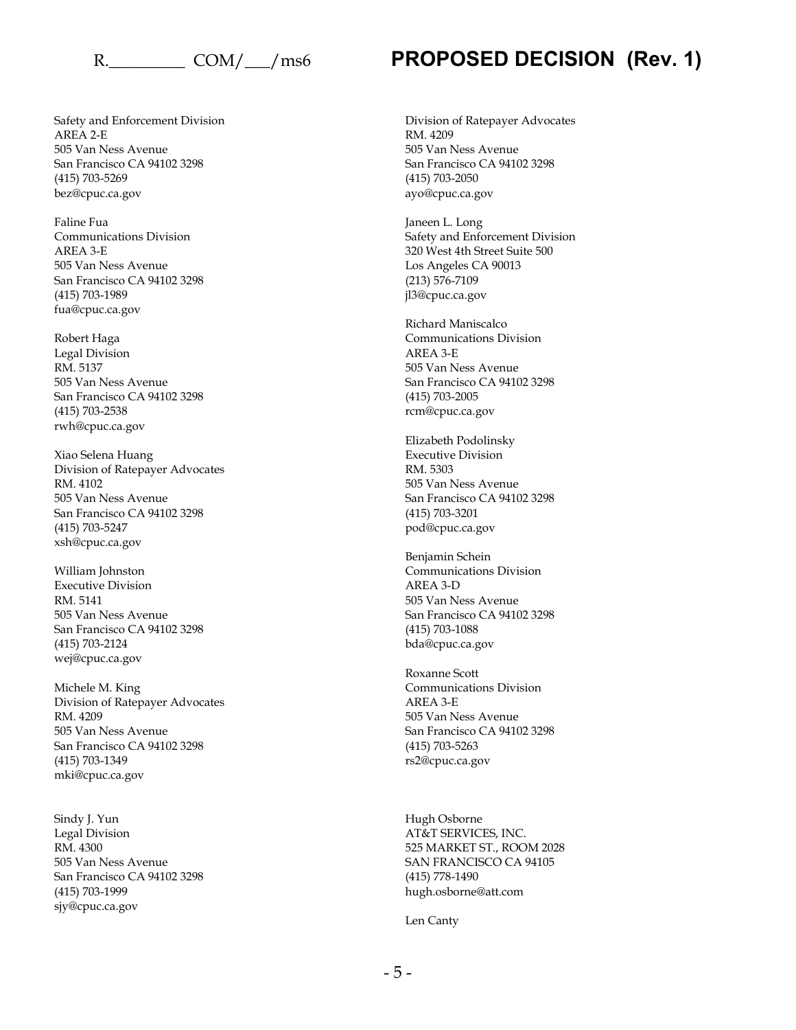Safety and Enforcement Division
AREA 2-E
505 Van Ness Avenue
San Francisco CA 94102 3298
(415) 703-5269
bez@cpuc.ca.gov

Faline Fua
Communications Division
AREA 3-E
505 Van Ness Avenue
San Francisco CA 94102 3298
(415) 703-1989
fua@cpuc.ca.gov

Robert Haga
Legal Division
RM. 5137
505 Van Ness Avenue
San Francisco CA 94102 3298
(415) 703-2538
rwh@cpuc.ca.gov

Xiao Selena Huang
Division of Ratepayer Advocates
RM. 4102
505 Van Ness Avenue
San Francisco CA 94102 3298
(415) 703-5247
xsh@cpuc.ca.gov

William Johnston
Executive Division
RM. 5141
505 Van Ness Avenue
San Francisco CA 94102 3298
(415) 703-2124
wej@cpuc.ca.gov

Michele M. King
Division of Ratepayer Advocates
RM. 4209
505 Van Ness Avenue
San Francisco CA 94102 3298
(415) 703-1349
mki@cpuc.ca.gov

Sindy J. Yun
Legal Division
RM. 4300
505 Van Ness Avenue
San Francisco CA 94102 3298
(415) 703-1999
sjy@cpuc.ca.gov

Division of Ratepayer Advocates
RM. 4209
505 Van Ness Avenue
San Francisco CA 94102 3298
(415) 703-2050
ayo@cpuc.ca.gov

Janeen L. Long
Safety and Enforcement Division
320 West 4th Street Suite 500
Los Angeles CA 90013
(213) 576-7109
jl3@cpuc.ca.gov

Richard Maniscalco
Communications Division
AREA 3-E
505 Van Ness Avenue
San Francisco CA 94102 3298
(415) 703-2005
rcm@cpuc.ca.gov

Elizabeth Podolinsky
Executive Division
RM. 5303
505 Van Ness Avenue
San Francisco CA 94102 3298
(415) 703-3201
pod@cpuc.ca.gov

Benjamin Schein
Communications Division
AREA 3-D
505 Van Ness Avenue
San Francisco CA 94102 3298
(415) 703-1088
bda@cpuc.ca.gov

Roxanne Scott
Communications Division
AREA 3-E
505 Van Ness Avenue
San Francisco CA 94102 3298
(415) 703-5263
rs2@cpuc.ca.gov

Hugh Osborne
AT&T SERVICES, INC.
525 MARKET ST., ROOM 2028
SAN FRANCISCO CA 94105
(415) 778-1490
hugh.osborne@att.com

Len Canty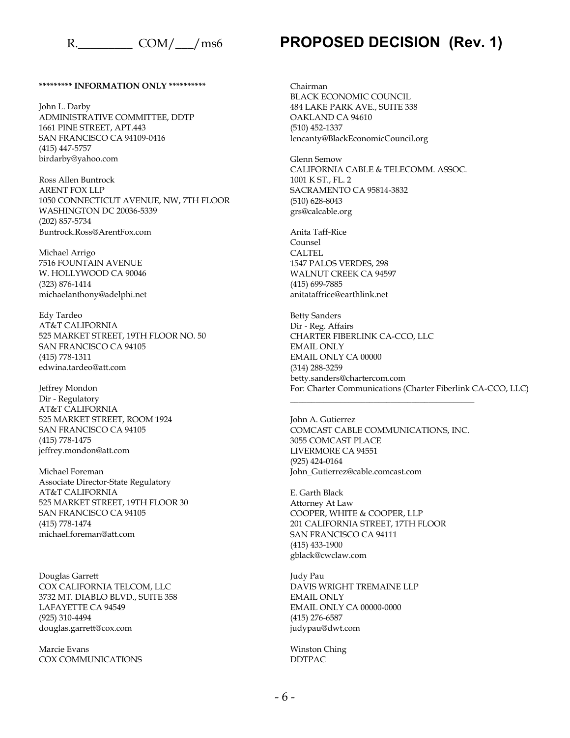**\*\*\*\*\*\*\*\*\* INFORMATION ONLY \*\*\*\*\*\*\*\*\*\***

John L. Darby
ADMINISTRATIVE COMMITTEE, DDTP
1661 PINE STREET, APT.443
SAN FRANCISCO CA 94109-0416
(415) 447-5757
birdarby@yahoo.com

Ross Allen Buntrock
ARENT FOX LLP
1050 CONNECTICUT AVENUE, NW, 7TH FLOOR
WASHINGTON DC 20036-5339
(202) 857-5734
Buntrock.Ross@ArentFox.com

Michael Arrigo
7516 FOUNTAIN AVENUE
W. HOLLYWOOD CA 90046
(323) 876-1414
michaelanthony@adelphi.net

Edy Tardeo
AT&T CALIFORNIA
525 MARKET STREET, 19TH FLOOR NO. 50
SAN FRANCISCO CA 94105
(415) 778-1311
edwina.tardeo@att.com

Jeffrey Mondon
Dir - Regulatory
AT&T CALIFORNIA
525 MARKET STREET, ROOM 1924
SAN FRANCISCO CA 94105
(415) 778-1475
jeffrey.mondon@att.com

Michael Foreman
Associate Director-State Regulatory
AT&T CALIFORNIA
525 MARKET STREET, 19TH FLOOR 30
SAN FRANCISCO CA 94105
(415) 778-1474
michael.foreman@att.com

Douglas Garrett
COX CALIFORNIA TELCOM, LLC
3732 MT. DIABLO BLVD., SUITE 358
LAFAYETTE CA 94549
(925) 310-4494
douglas.garrett@cox.com

Marcie Evans
COX COMMUNICATIONS

Chairman
BLACK ECONOMIC COUNCIL
484 LAKE PARK AVE., SUITE 338
OAKLAND CA 94610
(510) 452-1337
lencanty@BlackEconomicCouncil.org

Glenn Semow
CALIFORNIA CABLE & TELECOMM. ASSOC.
1001 K ST., FL. 2
SACRAMENTO CA 95814-3832
(510) 628-8043
grs@calcable.org

Anita Taff-Rice
Counsel
CALTEL
1547 PALOS VERDES, 298
WALNUT CREEK CA 94597
(415) 699-7885
anitataffrice@earthlink.net

Betty Sanders
Dir - Reg. Affairs
CHARTER FIBERLINK CA-CCO, LLC
EMAIL ONLY
EMAIL ONLY CA 00000
(314) 288-3259
betty.sanders@chartercom.com
For: Charter Communications (Charter Fiberlink CA-CCO, LLC)

---

John A. Gutierrez
COMCAST CABLE COMMUNICATIONS, INC.
3055 COMCAST PLACE
LIVERMORE CA 94551
(925) 424-0164
John_Gutierrez@cable.comcast.com

E. Garth Black
Attorney At Law
COOPER, WHITE & COOPER, LLP
201 CALIFORNIA STREET, 17TH FLOOR
SAN FRANCISCO CA 94111
(415) 433-1900
gblack@cwclaw.com

Judy Pau
DAVIS WRIGHT TREMAINE LLP
EMAIL ONLY
EMAIL ONLY CA 00000-0000
(415) 276-6587
judypau@dwt.com

Winston Ching
DDTPAC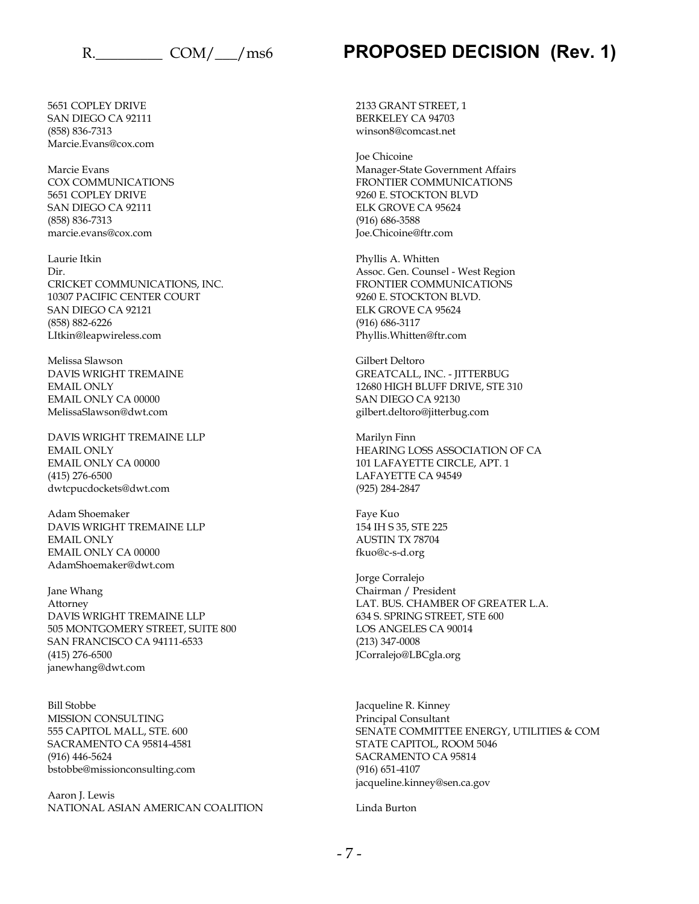5651 COPLEY DRIVE
SAN DIEGO CA 92111
(858) 836-7313
Marcie.Evans@cox.com

Marcie Evans
COX COMMUNICATIONS
5651 COPLEY DRIVE
SAN DIEGO CA 92111
(858) 836-7313
marcie.evans@cox.com

Laurie Itkin
Dir.
CRICKET COMMUNICATIONS, INC.
10307 PACIFIC CENTER COURT
SAN DIEGO CA 92121
(858) 882-6226
LItkin@leapwireless.com

Melissa Slawson
DAVIS WRIGHT TREMAINE
EMAIL ONLY
EMAIL ONLY CA 00000
MelissaSlawson@dwt.com

DAVIS WRIGHT TREMAINE LLP
EMAIL ONLY
EMAIL ONLY CA 00000
(415) 276-6500
dwtcpucdockets@dwt.com

Adam Shoemaker
DAVIS WRIGHT TREMAINE LLP
EMAIL ONLY
EMAIL ONLY CA 00000
AdamShoemaker@dwt.com

Jane Whang
Attorney
DAVIS WRIGHT TREMAINE LLP
505 MONTGOMERY STREET, SUITE 800
SAN FRANCISCO CA 94111-6533
(415) 276-6500
janewhang@dwt.com

Bill Stobbe
MISSION CONSULTING
555 CAPITOL MALL, STE. 600
SACRAMENTO CA 95814-4581
(916) 446-5624
bstobbe@missionconsulting.com

Aaron J. Lewis
NATIONAL ASIAN AMERICAN COALITION

2133 GRANT STREET, 1
BERKELEY CA 94703
winson8@comcast.net

Joe Chicoine
Manager-State Government Affairs
FRONTIER COMMUNICATIONS
9260 E. STOCKTON BLVD
ELK GROVE CA 95624
(916) 686-3588
Joe.Chicoine@ftr.com

Phyllis A. Whitten
Assoc. Gen. Counsel - West Region
FRONTIER COMMUNICATIONS
9260 E. STOCKTON BLVD.
ELK GROVE CA 95624
(916) 686-3117
Phyllis.Whitten@ftr.com

Gilbert Deltoro
GREATCALL, INC. - JITTERBUG
12680 HIGH BLUFF DRIVE, STE 310
SAN DIEGO CA 92130
gilbert.deltoro@jitterbug.com

Marilyn Finn
HEARING LOSS ASSOCIATION OF CA
101 LAFAYETTE CIRCLE, APT. 1
LAFAYETTE CA 94549
(925) 284-2847

Faye Kuo
154 IH S 35, STE 225
AUSTIN TX 78704
fkuo@c-s-d.org

Jorge Corralejo
Chairman / President
LAT. BUS. CHAMBER OF GREATER L.A.
634 S. SPRING STREET, STE 600
LOS ANGELES CA 90014
(213) 347-0008
JCorralejo@LBCgla.org

Jacqueline R. Kinney
Principal Consultant
SENATE COMMITTEE ENERGY, UTILITIES & COM
STATE CAPITOL, ROOM 5046
SACRAMENTO CA 95814
(916) 651-4107
jacqueline.kinney@sen.ca.gov

Linda Burton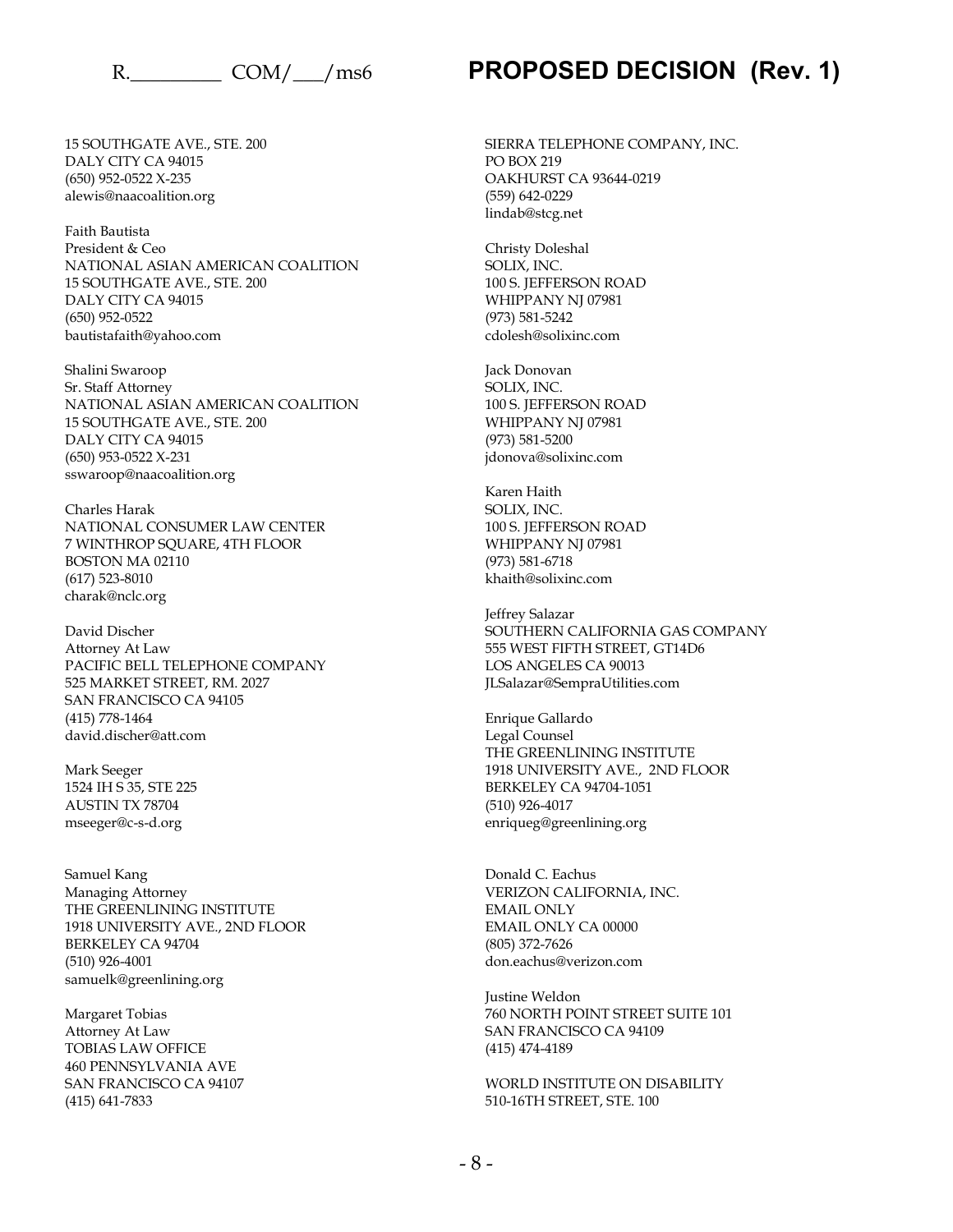15 SOUTHGATE AVE., STE. 200
DALY CITY CA 94015
(650) 952-0522 X-235
alewis@naacoalition.org

Faith Bautista
President & Ceo
NATIONAL ASIAN AMERICAN COALITION
15 SOUTHGATE AVE., STE. 200
DALY CITY CA 94015
(650) 952-0522
bautistafaith@yahoo.com

Shalini Swaroop
Sr. Staff Attorney
NATIONAL ASIAN AMERICAN COALITION
15 SOUTHGATE AVE., STE. 200
DALY CITY CA 94015
(650) 953-0522 X-231
sswaroop@naacoalition.org

Charles Harak
NATIONAL CONSUMER LAW CENTER
7 WINTHROP SQUARE, 4TH FLOOR
BOSTON MA 02110
(617) 523-8010
charak@nclc.org

David Discher
Attorney At Law
PACIFIC BELL TELEPHONE COMPANY
525 MARKET STREET, RM. 2027
SAN FRANCISCO CA 94105
(415) 778-1464
david.discher@att.com

Mark Seeger
1524 IH S 35, STE 225
AUSTIN TX 78704
mseeger@c-s-d.org

Samuel Kang
Managing Attorney
THE GREENLINING INSTITUTE
1918 UNIVERSITY AVE., 2ND FLOOR
BERKELEY CA 94704
(510) 926-4001
samuelk@greenlining.org

Margaret Tobias
Attorney At Law
TOBIAS LAW OFFICE
460 PENNSYLVANIA AVE
SAN FRANCISCO CA 94107
(415) 641-7833

SIERRA TELEPHONE COMPANY, INC.
PO BOX 219
OAKHURST CA 93644-0219
(559) 642-0229
lindab@stcg.net

Christy Doleshal
SOLIX, INC.
100 S. JEFFERSON ROAD
WHIPPANY NJ 07981
(973) 581-5242
cdolesh@solixinc.com

Jack Donovan
SOLIX, INC.
100 S. JEFFERSON ROAD
WHIPPANY NJ 07981
(973) 581-5200
jdonova@solixinc.com

Karen Haith
SOLIX, INC.
100 S. JEFFERSON ROAD
WHIPPANY NJ 07981
(973) 581-6718
khaith@solixinc.com

Jeffrey Salazar
SOUTHERN CALIFORNIA GAS COMPANY
555 WEST FIFTH STREET, GT14D6
LOS ANGELES CA 90013
JLSalazar@SempraUtilities.com

Enrique Gallardo
Legal Counsel
THE GREENLINING INSTITUTE
1918 UNIVERSITY AVE., 2ND FLOOR
BERKELEY CA 94704-1051
(510) 926-4017
enriqueg@greenlining.org

Donald C. Eachus
VERIZON CALIFORNIA, INC.
EMAIL ONLY
EMAIL ONLY CA 00000
(805) 372-7626
don.eachus@verizon.com

Justine Weldon
760 NORTH POINT STREET SUITE 101
SAN FRANCISCO CA 94109
(415) 474-4189

WORLD INSTITUTE ON DISABILITY
510-16TH STREET, STE. 100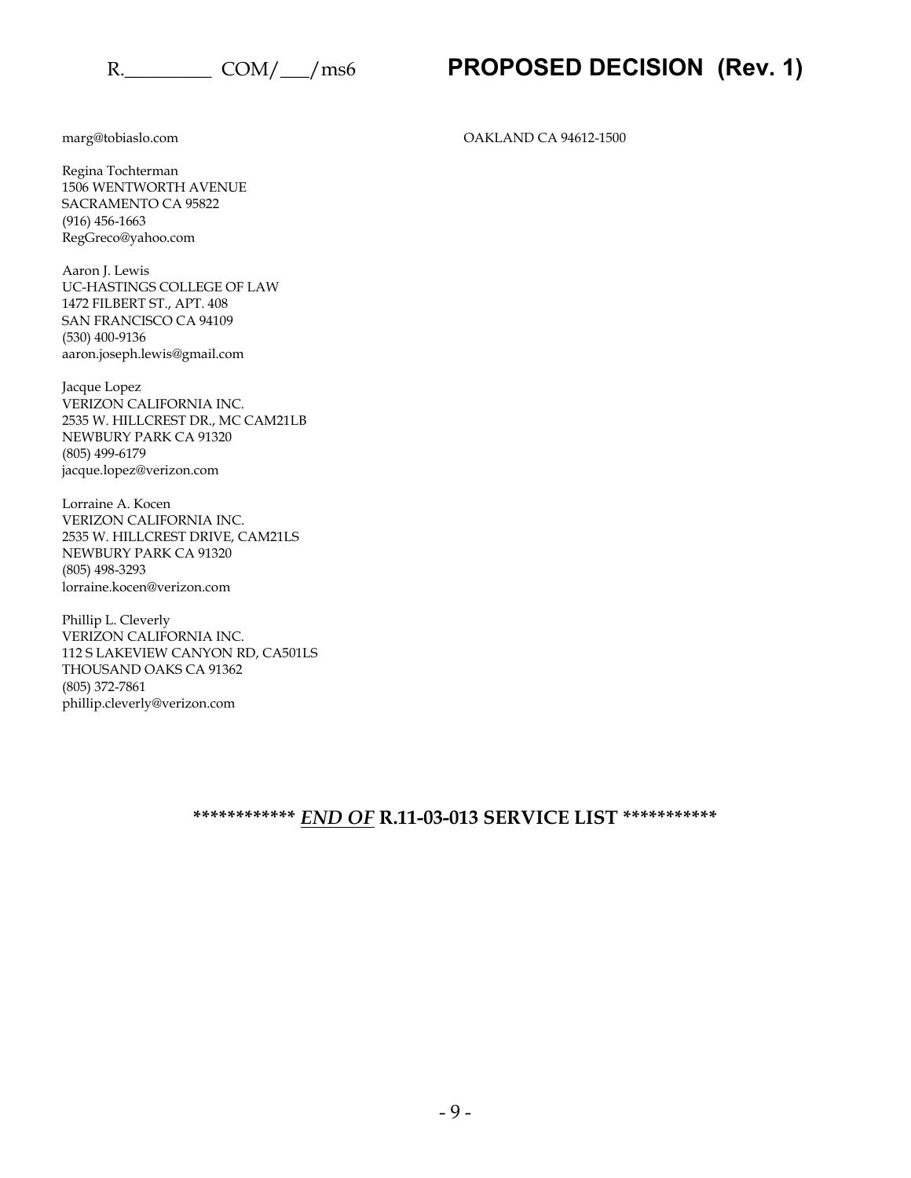marg@tobiaslo.com

OAKLAND CA 94612-1500

Regina Tochterman
1506 WENTWORTH AVENUE
SACRAMENTO CA 95822
(916) 456-1663
RegGreco@yahoo.com

Aaron J. Lewis
UC-HASTINGS COLLEGE OF LAW
1472 FILBERT ST., APT. 408
SAN FRANCISCO CA 94109
(530) 400-9136
aaron.joseph.lewis@gmail.com

Jacque Lopez
VERIZON CALIFORNIA INC.
2535 W. HILLCREST DR., MC CAM21LB
NEWBURY PARK CA 91320
(805) 499-6179
jacque.lopez@verizon.com

Lorraine A. Kocen
VERIZON CALIFORNIA INC.
2535 W. HILLCREST DRIVE, CAM21LS
NEWBURY PARK CA 91320
(805) 498-3293
lorraine.kocen@verizon.com

Phillip L. Cleverly
VERIZON CALIFORNIA INC.
112 S LAKEVIEW CANYON RD, CA501LS
THOUSAND OAKS CA 91362
(805) 372-7861
phillip.cleverly@verizon.com

**\*\*\*\*\*\*\*\*\*\*\*\* *END OF* R.11-03-013 SERVICE LIST \*\*\*\*\*\*\*\*\*\*\***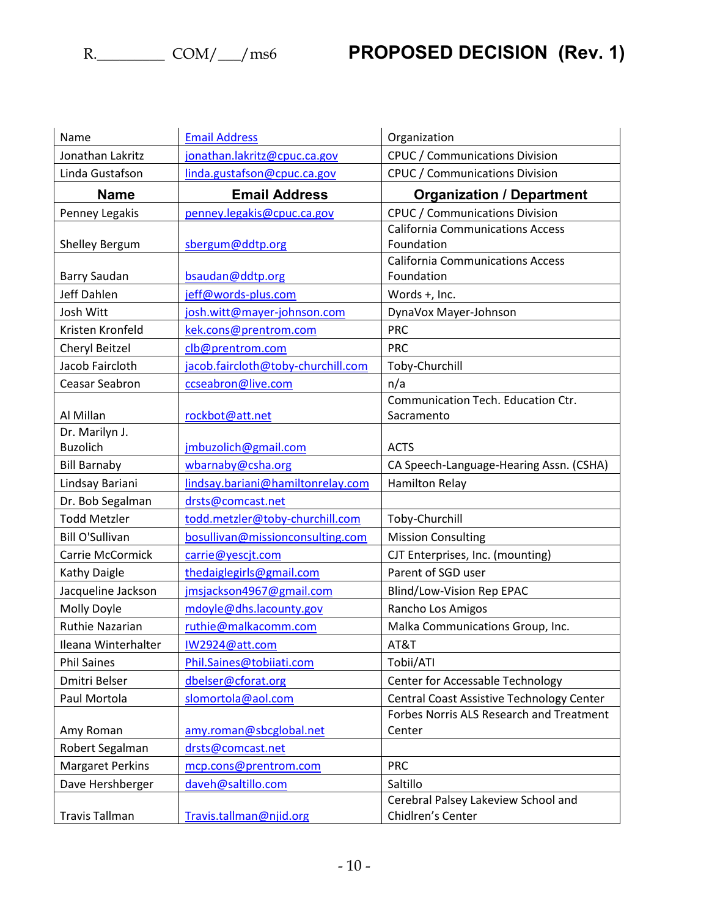| Name | Email Address | Organization |
|---|---|---|
| Jonathan Lakritz | jonathan.lakritz@cpuc.ca.gov | CPUC / Communications Division |
| Linda Gustafson | linda.gustafson@cpuc.ca.gov | CPUC / Communications Division |
| **Name** | **Email Address** | **Organization / Department** |
| Penney Legakis | penney.legakis@cpuc.ca.gov | CPUC / Communications Division |
| Shelley Bergum | sbergum@ddtp.org | California Communications Access Foundation |
| Barry Saudan | bsaudan@ddtp.org | California Communications Access Foundation |
| Jeff Dahlen | jeff@words-plus.com | Words +, Inc. |
| Josh Witt | josh.witt@mayer-johnson.com | DynaVox Mayer-Johnson |
| Kristen Kronfeld | kek.cons@prentrom.com | PRC |
| Cheryl Beitzel | clb@prentrom.com | PRC |
| Jacob Faircloth | jacob.faircloth@toby-churchill.com | Toby-Churchill |
| Ceasar Seabron | ccseabron@live.com | n/a |
| Al Millan | rockbot@att.net | Communication Tech. Education Ctr. Sacramento |
| Dr. Marilyn J. Buzolich | jmbuzolich@gmail.com | ACTS |
| Bill Barnaby | wbarnaby@csha.org | CA Speech-Language-Hearing Assn. (CSHA) |
| Lindsay Bariani | lindsay.bariani@hamiltonrelay.com | Hamilton Relay |
| Dr. Bob Segalman | drsts@comcast.net | |
| Todd Metzler | todd.metzler@toby-churchill.com | Toby-Churchill |
| Bill O'Sullivan | bosullivan@missionconsulting.com | Mission Consulting |
| Carrie McCormick | carrie@yescjt.com | CJT Enterprises, Inc. (mounting) |
| Kathy Daigle | thedaiglegirls@gmail.com | Parent of SGD user |
| Jacqueline Jackson | jmsjackson4967@gmail.com | Blind/Low-Vision Rep EPAC |
| Molly Doyle | mdoyle@dhs.lacounty.gov | Rancho Los Amigos |
| Ruthie Nazarian | ruthie@malkacomm.com | Malka Communications Group, Inc. |
| Ileana Winterhalter | IW2924@att.com | AT&T |
| Phil Saines | Phil.Saines@tobiiati.com | Tobii/ATI |
| Dmitri Belser | dbelser@cforat.org | Center for Accessable Technology |
| Paul Mortola | slomortola@aol.com | Central Coast Assistive Technology Center |
| Amy Roman | amy.roman@sbcglobal.net | Forbes Norris ALS Research and Treatment Center |
| Robert Segalman | drsts@comcast.net | |
| Margaret Perkins | mcp.cons@prentrom.com | PRC |
| Dave Hershberger | daveh@saltillo.com | Saltillo |
| Travis Tallman | Travis.tallman@njid.org | Cerebral Palsey Lakeview School and Chidlren's Center |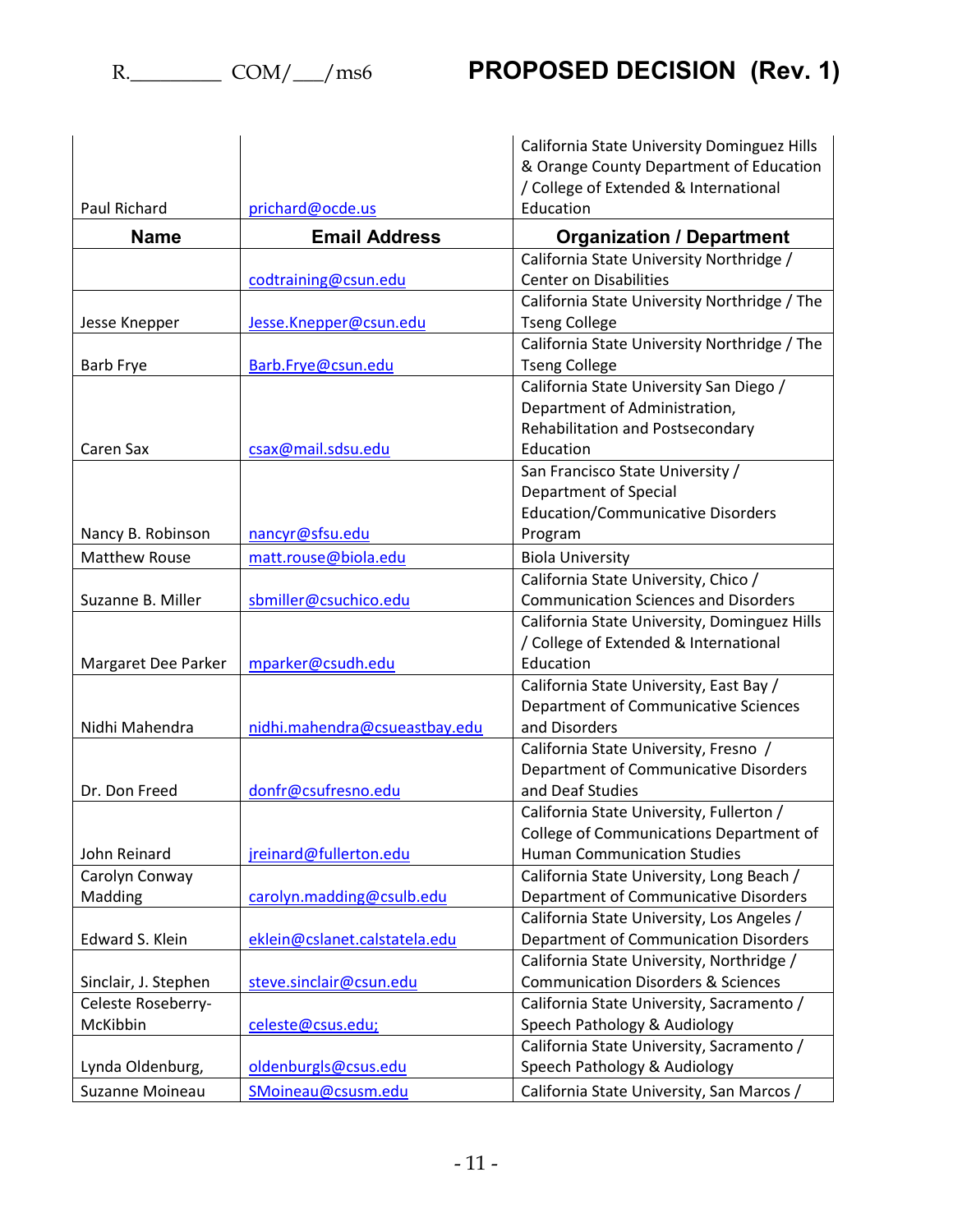| Paul Richard | prichard@ocde.us | California State University Dominguez Hills & Orange County Department of Education / College of Extended & International Education |
|---|---|---|
| **Name** | **Email Address** | **Organization / Department** |
| | codtraining@csun.edu | California State University Northridge / Center on Disabilities |
| Jesse Knepper | Jesse.Knepper@csun.edu | California State University Northridge / The Tseng College |
| Barb Frye | Barb.Frye@csun.edu | California State University Northridge / The Tseng College |
| Caren Sax | csax@mail.sdsu.edu | California State University San Diego / Department of Administration, Rehabilitation and Postsecondary Education |
| Nancy B. Robinson | nancyr@sfsu.edu | San Francisco State University / Department of Special Education/Communicative Disorders Program |
| Matthew Rouse | matt.rouse@biola.edu | Biola University |
| Suzanne B. Miller | sbmiller@csuchico.edu | California State University, Chico / Communication Sciences and Disorders |
| Margaret Dee Parker | mparker@csudh.edu | California State University, Dominguez Hills / College of Extended & International Education |
| Nidhi Mahendra | nidhi.mahendra@csueastbay.edu | California State University, East Bay / Department of Communicative Sciences and Disorders |
| Dr. Don Freed | donfr@csufresno.edu | California State University, Fresno / Department of Communicative Disorders and Deaf Studies |
| John Reinard | jreinard@fullerton.edu | California State University, Fullerton / College of Communications Department of Human Communication Studies |
| Carolyn Conway Madding | carolyn.madding@csulb.edu | California State University, Long Beach / Department of Communicative Disorders |
| Edward S. Klein | eklein@cslanet.calstatela.edu | California State University, Los Angeles / Department of Communication Disorders |
| Sinclair, J. Stephen | steve.sinclair@csun.edu | California State University, Northridge / Communication Disorders & Sciences |
| Celeste Roseberry-McKibbin | celeste@csus.edu; | California State University, Sacramento / Speech Pathology & Audiology |
| Lynda Oldenburg, | oldenburgls@csus.edu | California State University, Sacramento / Speech Pathology & Audiology |
| Suzanne Moineau | SMoineau@csusm.edu | California State University, San Marcos / |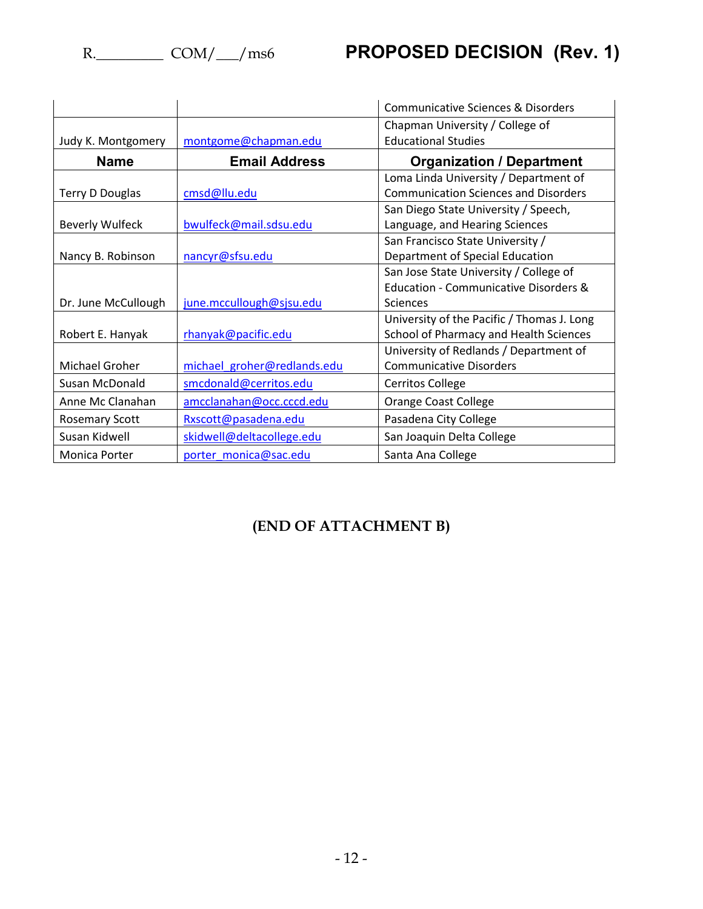| | | |
|---|---|---|
| | | Communicative Sciences & Disorders |
| Judy K. Montgomery | montgome@chapman.edu | Chapman University / College of Educational Studies |
| **Name** | **Email Address** | **Organization / Department** |
| Terry D Douglas | cmsd@llu.edu | Loma Linda University / Department of Communication Sciences and Disorders |
| Beverly Wulfeck | bwulfeck@mail.sdsu.edu | San Diego State University / Speech, Language, and Hearing Sciences |
| Nancy B. Robinson | nancyr@sfsu.edu | San Francisco State University / Department of Special Education |
| Dr. June McCullough | june.mccullough@sjsu.edu | San Jose State University / College of Education - Communicative Disorders & Sciences |
| Robert E. Hanyak | rhanyak@pacific.edu | University of the Pacific / Thomas J. Long School of Pharmacy and Health Sciences |
| Michael Groher | michael_groher@redlands.edu | University of Redlands / Department of Communicative Disorders |
| Susan McDonald | smcdonald@cerritos.edu | Cerritos College |
| Anne Mc Clanahan | amcclanahan@occ.cccd.edu | Orange Coast College |
| Rosemary Scott | Rxscott@pasadena.edu | Pasadena City College |
| Susan Kidwell | skidwell@deltacollege.edu | San Joaquin Delta College |
| Monica Porter | porter_monica@sac.edu | Santa Ana College |

**(END OF ATTACHMENT B)**